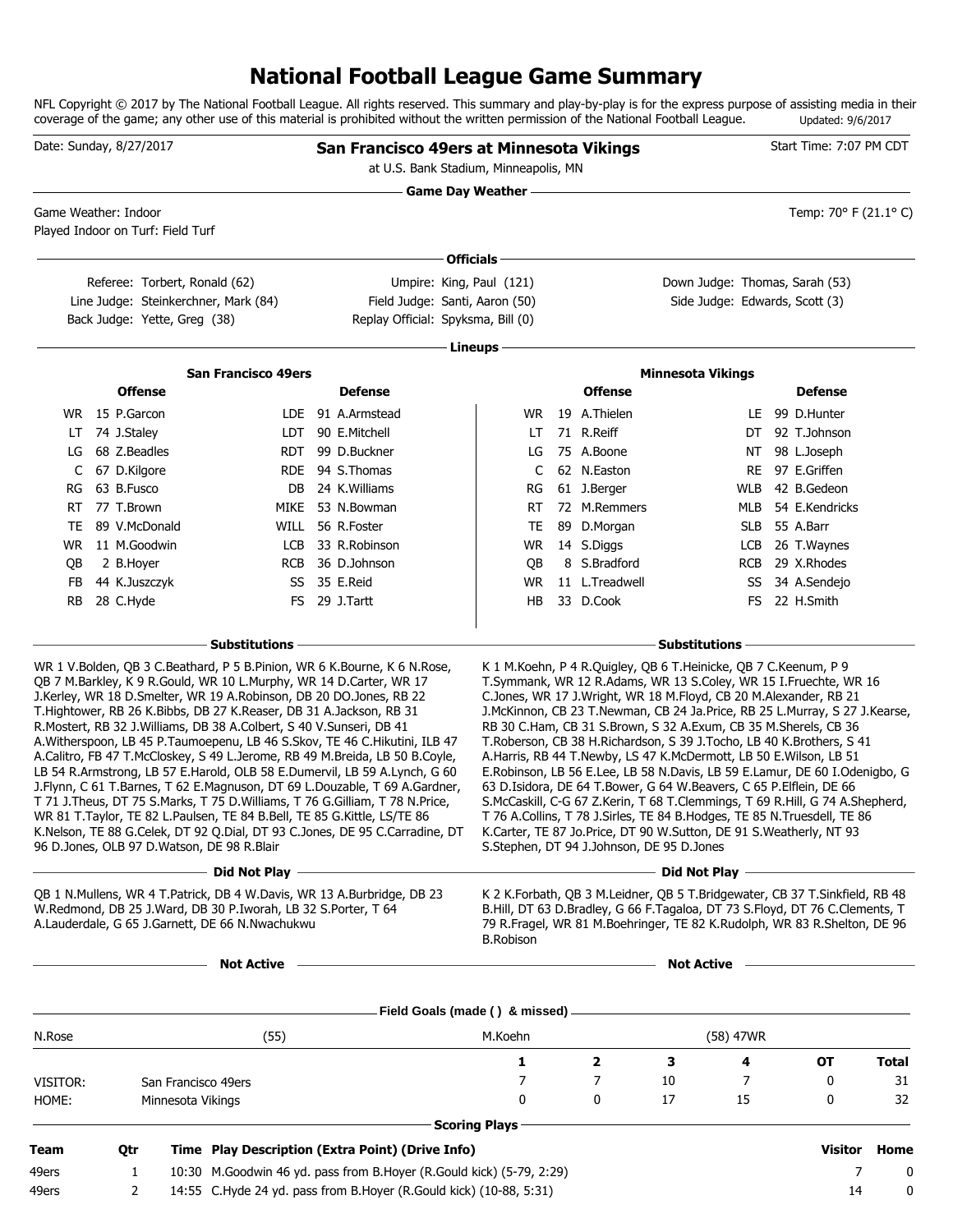# National Football League Game Summary

NFL Copyright © 2017 by The National Football League. All rights reserved. This summary and play-by-play is for the express purpose of assisting media in their coverage of the game; any other use of this material is prohibited without the written permission of the National Football League. Updated: 9/6/2017

Date: Sunday, 8/27/2017

**San Francisco 49ers at Minnesota Vikings**

at U.S. Bank Stadium, Minneapolis, MN

Start Time: 7:07 PM CDT

## Game Day Weather

Game Weather: Indoor

Played Indoor on Turf: Field Turf

Temp: 70° F (21.1° C)

## Officials

Referee: Torbert, Ronald (62)

Umpire: King, Paul (121)

Down Judge: Thomas, Sarah (53)

Line Judge: Steinkerchner, Mark (84)

Field Judge: Santi, Aaron (50)

Side Judge: Edwards, Scott (3)

Back Judge: Yette, Greg (38)

Replay Official: Spyksma, Bill (0)

## Lineups

### San Francisco 49ers

| Offense | | Defense | |
|---|---|---|---|
| WR | 15 P.Garcon | LDE | 91 A.Armstead |
| LT | 74 J.Staley | LDT | 90 E.Mitchell |
| LG | 68 Z.Beadles | RDT | 99 D.Buckner |
| C | 67 D.Kilgore | RDE | 94 S.Thomas |
| RG | 63 B.Fusco | DB | 24 K.Williams |
| RT | 77 T.Brown | MIKE | 53 N.Bowman |
| TE | 89 V.McDonald | WILL | 56 R.Foster |
| WR | 11 M.Goodwin | LCB | 33 R.Robinson |
| QB | 2 B.Hoyer | RCB | 36 D.Johnson |
| FB | 44 K.Juszczyk | SS | 35 E.Reid |
| RB | 28 C.Hyde | FS | 29 J.Tartt |

### Minnesota Vikings

| Offense | | Defense | |
|---|---|---|---|
| WR | 19 A.Thielen | LE | 99 D.Hunter |
| LT | 71 R.Reiff | DT | 92 T.Johnson |
| LG | 75 A.Boone | NT | 98 L.Joseph |
| C | 62 N.Easton | RE | 97 E.Griffen |
| RG | 61 J.Berger | WLB | 42 B.Gedeon |
| RT | 72 M.Remmers | MLB | 54 E.Kendricks |
| TE | 89 D.Morgan | SLB | 55 A.Barr |
| WR | 14 S.Diggs | LCB | 26 T.Waynes |
| QB | 8 S.Bradford | RCB | 29 X.Rhodes |
| WR | 11 L.Treadwell | SS | 34 A.Sendejo |
| HB | 33 D.Cook | FS | 22 H.Smith |

## Substitutions

**San Francisco 49ers:** WR 1 V.Bolden, QB 3 C.Beathard, P 5 B.Pinion, WR 6 K.Bourne, K 6 N.Rose, QB 7 M.Barkley, K 9 R.Gould, WR 10 L.Murphy, WR 14 D.Carter, WR 17 J.Kerley, WR 18 D.Smelter, WR 19 A.Robinson, DB 20 DO.Jones, RB 22 T.Hightower, RB 26 K.Bibbs, DB 27 K.Reaser, DB 31 A.Jackson, RB 31 R.Mostert, RB 32 J.Williams, DB 38 A.Colbert, S 40 V.Sunseri, DB 41 A.Witherspoon, LB 45 P.Taumoepenu, LB 46 S.Skov, TE 46 C.Hikutini, ILB 47 A.Calitro, FB 47 T.McCloskey, S 49 L.Jerome, RB 49 M.Breida, LB 50 B.Coyle, LB 54 R.Armstrong, LB 57 E.Harold, OLB 58 E.Dumervil, LB 59 A.Lynch, G 60 J.Flynn, C 61 T.Barnes, T 62 E.Magnuson, DT 69 L.Douzable, T 69 A.Gardner, T 71 J.Theus, DT 75 S.Marks, T 75 D.Williams, T 76 G.Gilliam, T 78 N.Price, WR 81 T.Taylor, TE 82 L.Paulsen, TE 84 B.Bell, TE 85 G.Kittle, LS/TE 86 K.Nelson, TE 88 G.Celek, DT 92 Q.Dial, DT 93 C.Jones, DE 95 C.Carradine, DT 96 D.Jones, OLB 97 D.Watson, DE 98 R.Blair

**Minnesota Vikings:** K 1 M.Koehn, P 4 R.Quigley, QB 6 T.Heinicke, QB 7 C.Keenum, P 9 T.Symmank, WR 12 R.Adams, WR 13 S.Coley, WR 15 I.Fruechte, WR 16 C.Jones, WR 17 J.Wright, WR 18 M.Floyd, CB 20 M.Alexander, RB 21 J.McKinnon, CB 23 T.Newman, CB 24 Ja.Price, RB 25 L.Murray, S 27 J.Kearse, RB 30 C.Ham, CB 31 S.Brown, S 32 A.Exum, CB 35 M.Sherels, CB 36 T.Roberson, CB 38 H.Richardson, S 39 J.Tocho, LB 40 K.Brothers, S 41 A.Harris, RB 44 T.Newby, LS 47 K.McDermott, LB 50 E.Wilson, LB 51 E.Robinson, LB 56 E.Lee, LB 58 N.Davis, LB 59 E.Lamur, DE 60 I.Odenigbo, G 63 D.Isidora, DE 64 T.Bower, G 64 W.Beavers, C 65 P.Elflein, DE 66 S.McCaskill, C-G 67 Z.Kerin, T 68 T.Clemmings, T 69 R.Hill, G 74 A.Shepherd, T 76 A.Collins, T 78 J.Sirles, TE 84 B.Hodges, TE 85 N.Truesdell, TE 86 K.Carter, TE 87 Jo.Price, DT 90 W.Sutton, DE 91 S.Weatherly, NT 93 S.Stephen, DT 94 J.Johnson, DE 95 D.Jones

## Did Not Play

**San Francisco 49ers:** QB 1 N.Mullens, WR 4 T.Patrick, DB 4 W.Davis, WR 13 A.Burbridge, DB 23 W.Redmond, DB 25 J.Ward, DB 30 P.Iworah, LB 32 S.Porter, T 64 A.Lauderdale, G 65 J.Garnett, DE 66 N.Nwachukwu

**Minnesota Vikings:** K 2 K.Forbath, QB 3 M.Leidner, QB 5 T.Bridgewater, CB 37 T.Sinkfield, RB 48 B.Hill, DT 63 D.Bradley, G 66 F.Tagaloa, DT 73 S.Floyd, DT 76 C.Clements, T 79 R.Fragel, WR 81 M.Boehringer, TE 82 K.Rudolph, WR 83 R.Shelton, DE 96 B.Robison

## Not Active

## Field Goals (made () & missed)

| | | | |
|---|---|---|---|
| N.Rose | (55) | M.Koehn | (58) 47WR |

| | | 1 | 2 | 3 | 4 | OT | Total |
|---|---|---|---|---|---|---|---|
| VISITOR: | San Francisco 49ers | 7 | 7 | 10 | 7 | 0 | 31 |
| HOME: | Minnesota Vikings | 0 | 0 | 17 | 15 | 0 | 32 |

## Scoring Plays

| Team | Qtr | Time | Play Description (Extra Point) (Drive Info) | Visitor | Home |
|---|---|---|---|---|---|
| 49ers | 1 | 10:30 | M.Goodwin 46 yd. pass from B.Hoyer (R.Gould kick) (5-79, 2:29) | 7 | 0 |
| 49ers | 2 | 14:55 | C.Hyde 24 yd. pass from B.Hoyer (R.Gould kick) (10-88, 5:31) | 14 | 0 |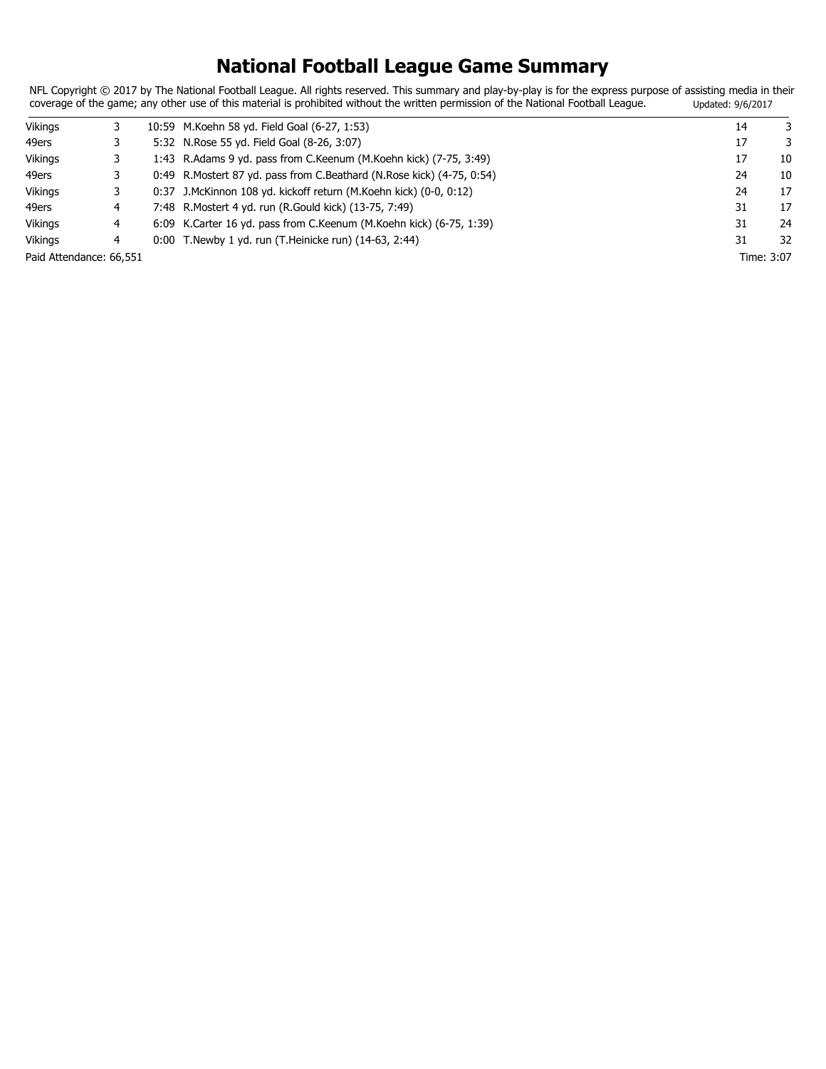# National Football League Game Summary

NFL Copyright © 2017 by The National Football League. All rights reserved. This summary and play-by-play is for the express purpose of assisting media in their coverage of the game; any other use of this material is prohibited without the written permission of the National Football League. Updated: 9/6/2017

| Team | Qtr | Time | Scoring Play | | |
|---|---|---|---|---|---|
| Vikings | 3 | 10:59 | M.Koehn 58 yd. Field Goal (6-27, 1:53) | 14 | 3 |
| 49ers | 3 | 5:32 | N.Rose 55 yd. Field Goal (8-26, 3:07) | 17 | 3 |
| Vikings | 3 | 1:43 | R.Adams 9 yd. pass from C.Keenum (M.Koehn kick) (7-75, 3:49) | 17 | 10 |
| 49ers | 3 | 0:49 | R.Mostert 87 yd. pass from C.Beathard (N.Rose kick) (4-75, 0:54) | 24 | 10 |
| Vikings | 3 | 0:37 | J.McKinnon 108 yd. kickoff return (M.Koehn kick) (0-0, 0:12) | 24 | 17 |
| 49ers | 4 | 7:48 | R.Mostert 4 yd. run (R.Gould kick) (13-75, 7:49) | 31 | 17 |
| Vikings | 4 | 6:09 | K.Carter 16 yd. pass from C.Keenum (M.Koehn kick) (6-75, 1:39) | 31 | 24 |
| Vikings | 4 | 0:00 | T.Newby 1 yd. run (T.Heinicke run) (14-63, 2:44) | 31 | 32 |

Paid Attendance: 66,551

Time: 3:07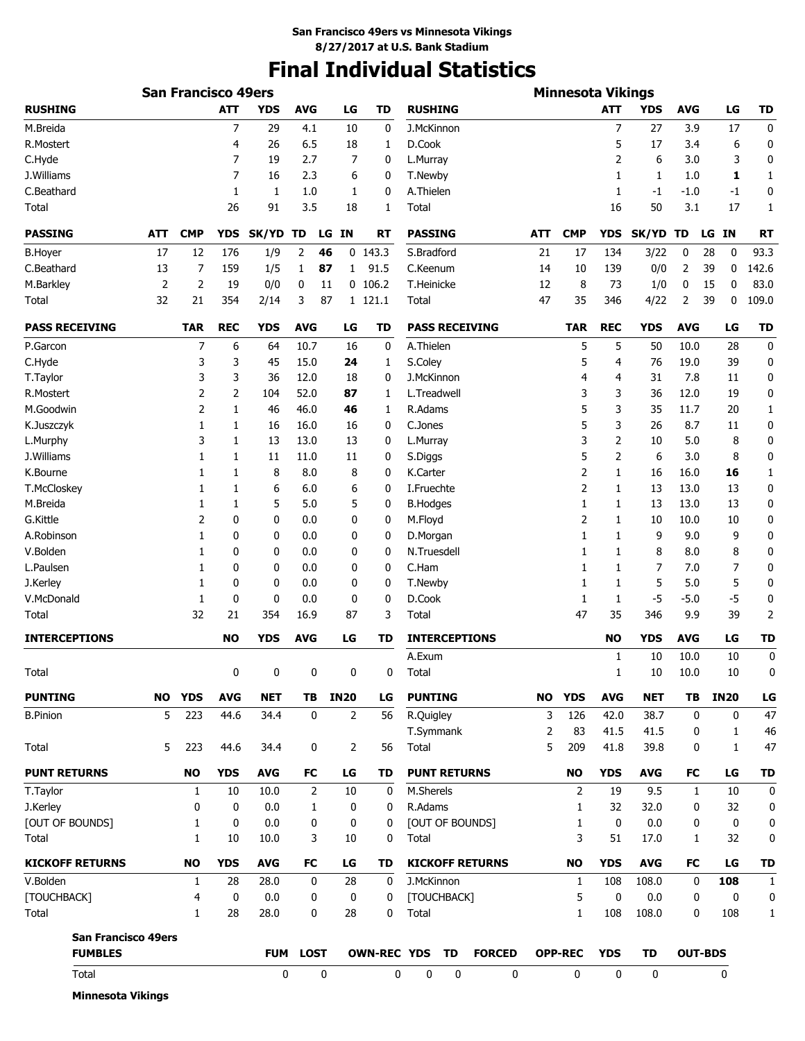**San Francisco 49ers vs Minnesota Vikings**
**8/27/2017 at U.S. Bank Stadium**

# Final Individual Statistics

## San Francisco 49ers

| RUSHING | ATT | YDS | AVG | LG | TD |
|---|---|---|---|---|---|
| M.Breida | 7 | 29 | 4.1 | 10 | 0 |
| R.Mostert | 4 | 26 | 6.5 | 18 | 1 |
| C.Hyde | 7 | 19 | 2.7 | 7 | 0 |
| J.Williams | 7 | 16 | 2.3 | 6 | 0 |
| C.Beathard | 1 | 1 | 1.0 | 1 | 0 |
| Total | 26 | 91 | 3.5 | 18 | 1 |

| PASSING | ATT | CMP | YDS | SK/YD | TD | LG | IN | RT |
|---|---|---|---|---|---|---|---|---|
| B.Hoyer | 17 | 12 | 176 | 1/9 | 2 | **46** | 0 | 143.3 |
| C.Beathard | 13 | 7 | 159 | 1/5 | 1 | **87** | 1 | 91.5 |
| M.Barkley | 2 | 2 | 19 | 0/0 | 0 | 11 | 0 | 106.2 |
| Total | 32 | 21 | 354 | 2/14 | 3 | 87 | 1 | 121.1 |

| PASS RECEIVING | TAR | REC | YDS | AVG | LG | TD |
|---|---|---|---|---|---|---|
| P.Garcon | 7 | 6 | 64 | 10.7 | 16 | 0 |
| C.Hyde | 3 | 3 | 45 | 15.0 | **24** | 1 |
| T.Taylor | 3 | 3 | 36 | 12.0 | 18 | 0 |
| R.Mostert | 2 | 2 | 104 | 52.0 | **87** | 1 |
| M.Goodwin | 2 | 1 | 46 | 46.0 | **46** | 1 |
| K.Juszczyk | 1 | 1 | 16 | 16.0 | 16 | 0 |
| L.Murphy | 3 | 1 | 13 | 13.0 | 13 | 0 |
| J.Williams | 1 | 1 | 11 | 11.0 | 11 | 0 |
| K.Bourne | 1 | 1 | 8 | 8.0 | 8 | 0 |
| T.McCloskey | 1 | 1 | 6 | 6.0 | 6 | 0 |
| M.Breida | 1 | 1 | 5 | 5.0 | 5 | 0 |
| G.Kittle | 2 | 0 | 0 | 0.0 | 0 | 0 |
| A.Robinson | 1 | 0 | 0 | 0.0 | 0 | 0 |
| V.Bolden | 1 | 0 | 0 | 0.0 | 0 | 0 |
| L.Paulsen | 1 | 0 | 0 | 0.0 | 0 | 0 |
| J.Kerley | 1 | 0 | 0 | 0.0 | 0 | 0 |
| V.McDonald | 1 | 0 | 0 | 0.0 | 0 | 0 |
| Total | 32 | 21 | 354 | 16.9 | 87 | 3 |

| INTERCEPTIONS | NO | YDS | AVG | LG | TD |
|---|---|---|---|---|---|
| Total | 0 | 0 | 0 | 0 | 0 |

| PUNTING | NO | YDS | AVG | NET | TB | IN20 | LG |
|---|---|---|---|---|---|---|---|
| B.Pinion | 5 | 223 | 44.6 | 34.4 | 0 | 2 | 56 |
| Total | 5 | 223 | 44.6 | 34.4 | 0 | 2 | 56 |

| PUNT RETURNS | NO | YDS | AVG | FC | LG | TD |
|---|---|---|---|---|---|---|
| T.Taylor | 1 | 10 | 10.0 | 2 | 10 | 0 |
| J.Kerley | 0 | 0 | 0.0 | 1 | 0 | 0 |
| [OUT OF BOUNDS] | 1 | 0 | 0.0 | 0 | 0 | 0 |
| Total | 1 | 10 | 10.0 | 3 | 10 | 0 |

| KICKOFF RETURNS | NO | YDS | AVG | FC | LG | TD |
|---|---|---|---|---|---|---|
| V.Bolden | 1 | 28 | 28.0 | 0 | 28 | 0 |
| [TOUCHBACK] | 4 | 0 | 0.0 | 0 | 0 | 0 |
| Total | 1 | 28 | 28.0 | 0 | 28 | 0 |

## Minnesota Vikings

| RUSHING | ATT | YDS | AVG | LG | TD |
|---|---|---|---|---|---|
| J.McKinnon | 7 | 27 | 3.9 | 17 | 0 |
| D.Cook | 5 | 17 | 3.4 | 6 | 0 |
| L.Murray | 2 | 6 | 3.0 | 3 | 0 |
| T.Newby | 1 | 1 | 1.0 | **1** | 1 |
| A.Thielen | 1 | -1 | -1.0 | -1 | 0 |
| Total | 16 | 50 | 3.1 | 17 | 1 |

| PASSING | ATT | CMP | YDS | SK/YD | TD | LG | IN | RT |
|---|---|---|---|---|---|---|---|---|
| S.Bradford | 21 | 17 | 134 | 3/22 | 0 | 28 | 0 | 93.3 |
| C.Keenum | 14 | 10 | 139 | 0/0 | 2 | 39 | 0 | 142.6 |
| T.Heinicke | 12 | 8 | 73 | 1/0 | 0 | 15 | 0 | 83.0 |
| Total | 47 | 35 | 346 | 4/22 | 2 | 39 | 0 | 109.0 |

| PASS RECEIVING | TAR | REC | YDS | AVG | LG | TD |
|---|---|---|---|---|---|---|
| A.Thielen | 5 | 5 | 50 | 10.0 | 28 | 0 |
| S.Coley | 5 | 4 | 76 | 19.0 | 39 | 0 |
| J.McKinnon | 4 | 4 | 31 | 7.8 | 11 | 0 |
| L.Treadwell | 3 | 3 | 36 | 12.0 | 19 | 0 |
| R.Adams | 5 | 3 | 35 | 11.7 | 20 | 1 |
| C.Jones | 5 | 3 | 26 | 8.7 | 11 | 0 |
| L.Murray | 3 | 2 | 10 | 5.0 | 8 | 0 |
| S.Diggs | 5 | 2 | 6 | 3.0 | 8 | 0 |
| K.Carter | 2 | 1 | 16 | 16.0 | **16** | 1 |
| I.Fruechte | 2 | 1 | 13 | 13.0 | 13 | 0 |
| B.Hodges | 1 | 1 | 13 | 13.0 | 13 | 0 |
| M.Floyd | 2 | 1 | 10 | 10.0 | 10 | 0 |
| D.Morgan | 1 | 1 | 9 | 9.0 | 9 | 0 |
| N.Truesdell | 1 | 1 | 8 | 8.0 | 8 | 0 |
| C.Ham | 1 | 1 | 7 | 7.0 | 7 | 0 |
| T.Newby | 1 | 1 | 5 | 5.0 | 5 | 0 |
| D.Cook | 1 | 1 | -5 | -5.0 | -5 | 0 |
| Total | 47 | 35 | 346 | 9.9 | 39 | 2 |

| INTERCEPTIONS | NO | YDS | AVG | LG | TD |
|---|---|---|---|---|---|
| A.Exum | 1 | 10 | 10.0 | 10 | 0 |
| Total | 1 | 10 | 10.0 | 10 | 0 |

| PUNTING | NO | YDS | AVG | NET | TB | IN20 | LG |
|---|---|---|---|---|---|---|---|
| R.Quigley | 3 | 126 | 42.0 | 38.7 | 0 | 0 | 47 |
| T.Symmank | 2 | 83 | 41.5 | 41.5 | 0 | 1 | 46 |
| Total | 5 | 209 | 41.8 | 39.8 | 0 | 1 | 47 |

| PUNT RETURNS | NO | YDS | AVG | FC | LG | TD |
|---|---|---|---|---|---|---|
| M.Sherels | 2 | 19 | 9.5 | 1 | 10 | 0 |
| R.Adams | 1 | 32 | 32.0 | 0 | 32 | 0 |
| [OUT OF BOUNDS] | 1 | 0 | 0.0 | 0 | 0 | 0 |
| Total | 3 | 51 | 17.0 | 1 | 32 | 0 |

| KICKOFF RETURNS | NO | YDS | AVG | FC | LG | TD |
|---|---|---|---|---|---|---|
| J.McKinnon | 1 | 108 | 108.0 | 0 | **108** | 1 |
| [TOUCHBACK] | 5 | 0 | 0.0 | 0 | 0 | 0 |
| Total | 1 | 108 | 108.0 | 0 | 108 | 1 |

**San Francisco 49ers**

| FUMBLES | FUM | LOST | OWN-REC | YDS | TD | FORCED | OPP-REC | YDS | TD | OUT-BDS |
|---|---|---|---|---|---|---|---|---|---|---|
| Total | 0 | 0 | 0 | 0 | 0 | 0 | 0 | 0 | 0 | 0 |

**Minnesota Vikings**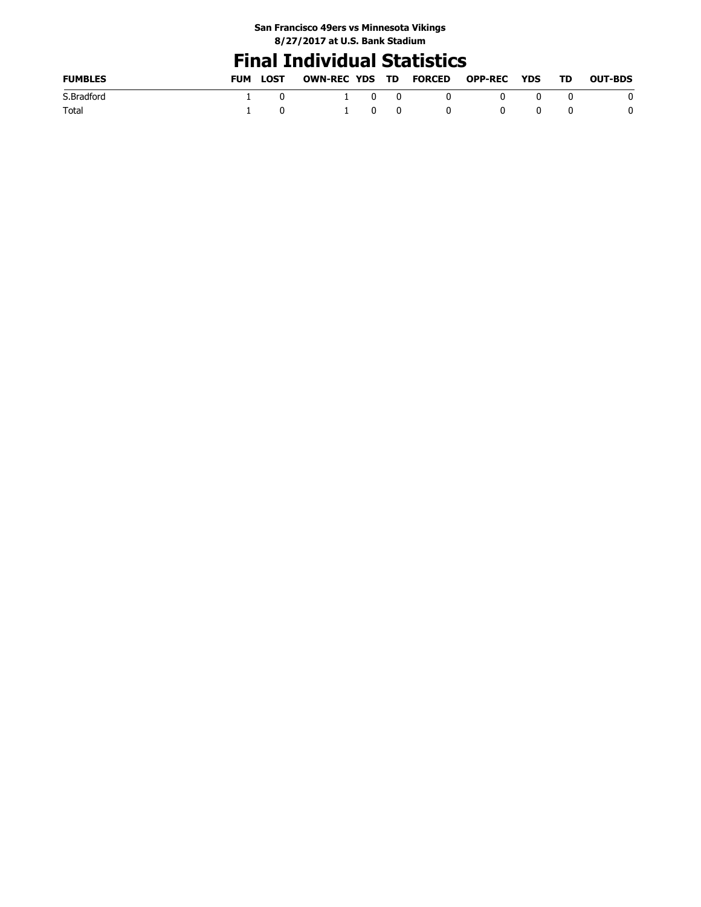**San Francisco 49ers vs Minnesota Vikings**
**8/27/2017 at U.S. Bank Stadium**

# Final Individual Statistics

| FUMBLES | FUM | LOST | OWN-REC | YDS | TD | FORCED | OPP-REC | YDS | TD | OUT-BDS |
|---|---|---|---|---|---|---|---|---|---|---|
| S.Bradford | 1 | 0 | 1 | 0 | 0 | 0 | 0 | 0 | 0 | 0 |
| Total | 1 | 0 | 1 | 0 | 0 | 0 | 0 | 0 | 0 | 0 |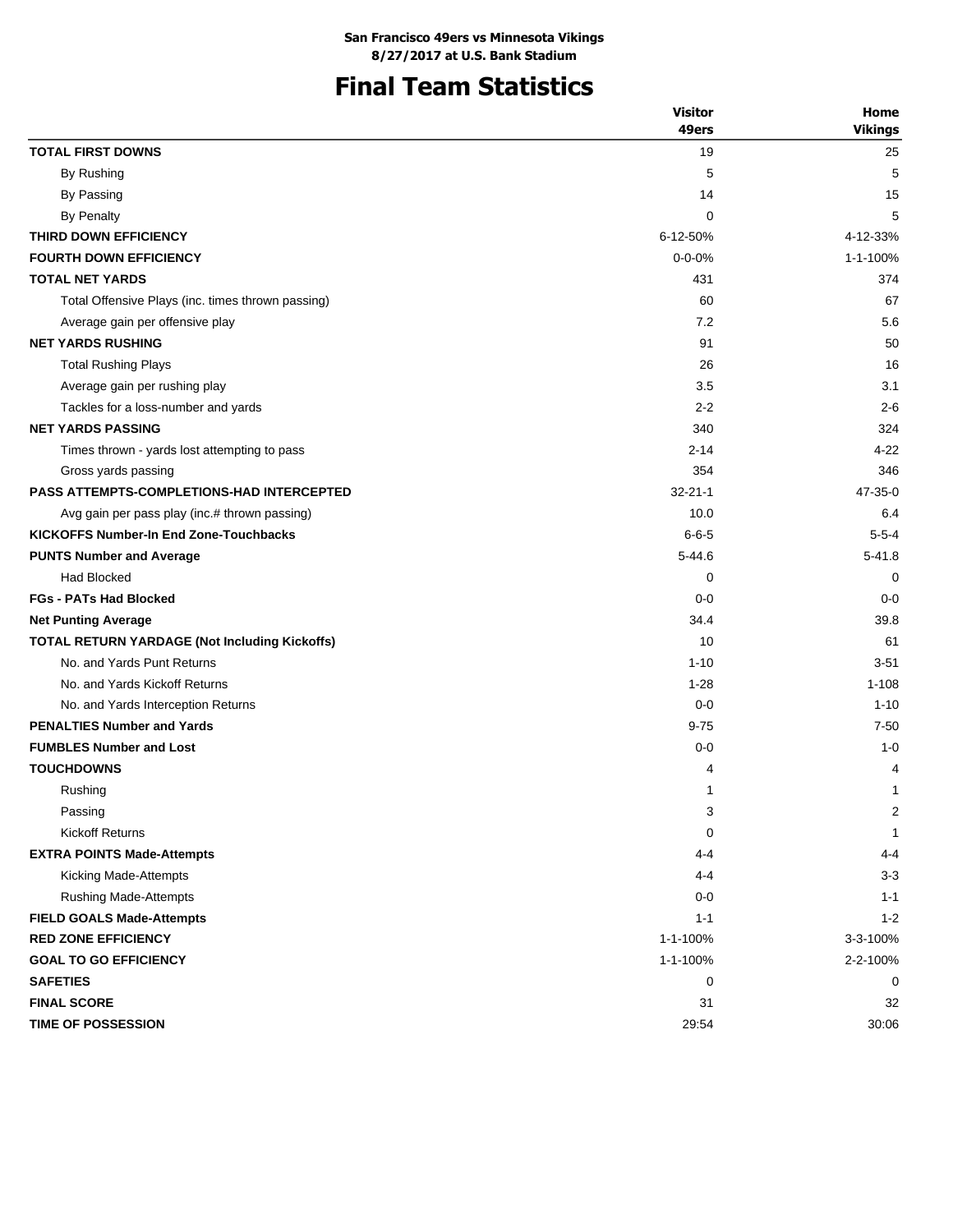**San Francisco 49ers vs Minnesota Vikings**
**8/27/2017 at U.S. Bank Stadium**

# Final Team Statistics

| | Visitor 49ers | Home Vikings |
|---|---|---|
| **TOTAL FIRST DOWNS** | 19 | 25 |
| By Rushing | 5 | 5 |
| By Passing | 14 | 15 |
| By Penalty | 0 | 5 |
| **THIRD DOWN EFFICIENCY** | 6-12-50% | 4-12-33% |
| **FOURTH DOWN EFFICIENCY** | 0-0-0% | 1-1-100% |
| **TOTAL NET YARDS** | 431 | 374 |
| Total Offensive Plays (inc. times thrown passing) | 60 | 67 |
| Average gain per offensive play | 7.2 | 5.6 |
| **NET YARDS RUSHING** | 91 | 50 |
| Total Rushing Plays | 26 | 16 |
| Average gain per rushing play | 3.5 | 3.1 |
| Tackles for a loss-number and yards | 2-2 | 2-6 |
| **NET YARDS PASSING** | 340 | 324 |
| Times thrown - yards lost attempting to pass | 2-14 | 4-22 |
| Gross yards passing | 354 | 346 |
| **PASS ATTEMPTS-COMPLETIONS-HAD INTERCEPTED** | 32-21-1 | 47-35-0 |
| Avg gain per pass play (inc.# thrown passing) | 10.0 | 6.4 |
| **KICKOFFS Number-In End Zone-Touchbacks** | 6-6-5 | 5-5-4 |
| **PUNTS Number and Average** | 5-44.6 | 5-41.8 |
| Had Blocked | 0 | 0 |
| **FGs - PATs Had Blocked** | 0-0 | 0-0 |
| **Net Punting Average** | 34.4 | 39.8 |
| **TOTAL RETURN YARDAGE (Not Including Kickoffs)** | 10 | 61 |
| No. and Yards Punt Returns | 1-10 | 3-51 |
| No. and Yards Kickoff Returns | 1-28 | 1-108 |
| No. and Yards Interception Returns | 0-0 | 1-10 |
| **PENALTIES Number and Yards** | 9-75 | 7-50 |
| **FUMBLES Number and Lost** | 0-0 | 1-0 |
| **TOUCHDOWNS** | 4 | 4 |
| Rushing | 1 | 1 |
| Passing | 3 | 2 |
| Kickoff Returns | 0 | 1 |
| **EXTRA POINTS Made-Attempts** | 4-4 | 4-4 |
| Kicking Made-Attempts | 4-4 | 3-3 |
| Rushing Made-Attempts | 0-0 | 1-1 |
| **FIELD GOALS Made-Attempts** | 1-1 | 1-2 |
| **RED ZONE EFFICIENCY** | 1-1-100% | 3-3-100% |
| **GOAL TO GO EFFICIENCY** | 1-1-100% | 2-2-100% |
| **SAFETIES** | 0 | 0 |
| **FINAL SCORE** | 31 | 32 |
| **TIME OF POSSESSION** | 29:54 | 30:06 |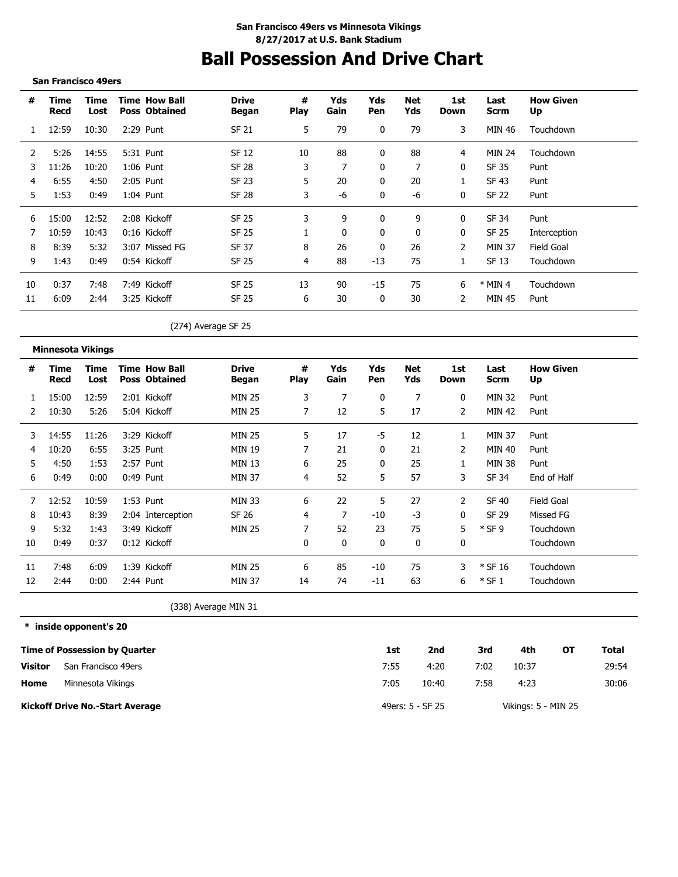**San Francisco 49ers vs Minnesota Vikings**
**8/27/2017 at U.S. Bank Stadium**

# Ball Possession And Drive Chart

**San Francisco 49ers**

| # | Time Recd | Time Lost | Time Poss | How Ball Obtained | Drive Began | # Play | Yds Gain | Yds Pen | Net Yds | 1st Down | Last Scrm | How Given Up |
|---|---|---|---|---|---|---|---|---|---|---|---|---|
| 1 | 12:59 | 10:30 | 2:29 | Punt | SF 21 | 5 | 79 | 0 | 79 | 3 | MIN 46 | Touchdown |
| 2 | 5:26 | 14:55 | 5:31 | Punt | SF 12 | 10 | 88 | 0 | 88 | 4 | MIN 24 | Touchdown |
| 3 | 11:26 | 10:20 | 1:06 | Punt | SF 28 | 3 | 7 | 0 | 7 | 0 | SF 35 | Punt |
| 4 | 6:55 | 4:50 | 2:05 | Punt | SF 23 | 5 | 20 | 0 | 20 | 1 | SF 43 | Punt |
| 5 | 1:53 | 0:49 | 1:04 | Punt | SF 28 | 3 | -6 | 0 | -6 | 0 | SF 22 | Punt |
| 6 | 15:00 | 12:52 | 2:08 | Kickoff | SF 25 | 3 | 9 | 0 | 9 | 0 | SF 34 | Punt |
| 7 | 10:59 | 10:43 | 0:16 | Kickoff | SF 25 | 1 | 0 | 0 | 0 | 0 | SF 25 | Interception |
| 8 | 8:39 | 5:32 | 3:07 | Missed FG | SF 37 | 8 | 26 | 0 | 26 | 2 | MIN 37 | Field Goal |
| 9 | 1:43 | 0:49 | 0:54 | Kickoff | SF 25 | 4 | 88 | -13 | 75 | 1 | SF 13 | Touchdown |
| 10 | 0:37 | 7:48 | 7:49 | Kickoff | SF 25 | 13 | 90 | -15 | 75 | 6 | * MIN 4 | Touchdown |
| 11 | 6:09 | 2:44 | 3:25 | Kickoff | SF 25 | 6 | 30 | 0 | 30 | 2 | MIN 45 | Punt |

(274) Average SF 25

**Minnesota Vikings**

| # | Time Recd | Time Lost | Time Poss | How Ball Obtained | Drive Began | # Play | Yds Gain | Yds Pen | Net Yds | 1st Down | Last Scrm | How Given Up |
|---|---|---|---|---|---|---|---|---|---|---|---|---|
| 1 | 15:00 | 12:59 | 2:01 | Kickoff | MIN 25 | 3 | 7 | 0 | 7 | 0 | MIN 32 | Punt |
| 2 | 10:30 | 5:26 | 5:04 | Kickoff | MIN 25 | 7 | 12 | 5 | 17 | 2 | MIN 42 | Punt |
| 3 | 14:55 | 11:26 | 3:29 | Kickoff | MIN 25 | 5 | 17 | -5 | 12 | 1 | MIN 37 | Punt |
| 4 | 10:20 | 6:55 | 3:25 | Punt | MIN 19 | 7 | 21 | 0 | 21 | 2 | MIN 40 | Punt |
| 5 | 4:50 | 1:53 | 2:57 | Punt | MIN 13 | 6 | 25 | 0 | 25 | 1 | MIN 38 | Punt |
| 6 | 0:49 | 0:00 | 0:49 | Punt | MIN 37 | 4 | 52 | 5 | 57 | 3 | SF 34 | End of Half |
| 7 | 12:52 | 10:59 | 1:53 | Punt | MIN 33 | 6 | 22 | 5 | 27 | 2 | SF 40 | Field Goal |
| 8 | 10:43 | 8:39 | 2:04 | Interception | SF 26 | 4 | 7 | -10 | -3 | 0 | SF 29 | Missed FG |
| 9 | 5:32 | 1:43 | 3:49 | Kickoff | MIN 25 | 7 | 52 | 23 | 75 | 5 | * SF 9 | Touchdown |
| 10 | 0:49 | 0:37 | 0:12 | Kickoff | | 0 | 0 | 0 | 0 | 0 | | Touchdown |
| 11 | 7:48 | 6:09 | 1:39 | Kickoff | MIN 25 | 6 | 85 | -10 | 75 | 3 | * SF 16 | Touchdown |
| 12 | 2:44 | 0:00 | 2:44 | Punt | MIN 37 | 14 | 74 | -11 | 63 | 6 | * SF 1 | Touchdown |

(338) Average MIN 31

**\* inside opponent's 20**

| Time of Possession by Quarter | | 1st | 2nd | 3rd | 4th | OT | Total |
|---|---|---|---|---|---|---|---|
| **Visitor** | San Francisco 49ers | 7:55 | 4:20 | 7:02 | 10:37 | | 29:54 |
| **Home** | Minnesota Vikings | 7:05 | 10:40 | 7:58 | 4:23 | | 30:06 |

**Kickoff Drive No.-Start Average** — 49ers: 5 - SF 25 — Vikings: 5 - MIN 25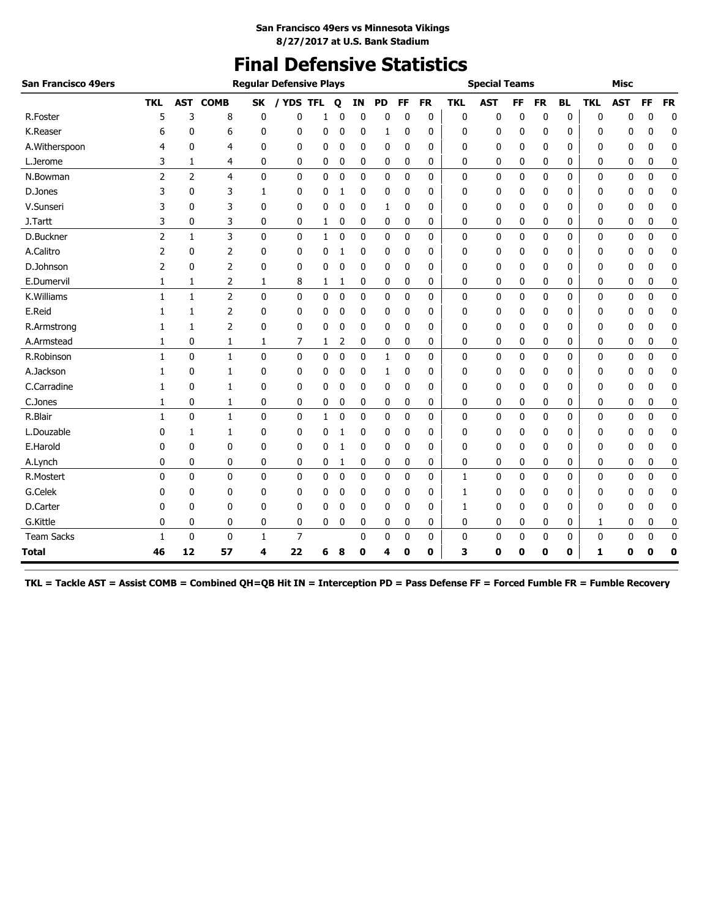**San Francisco 49ers vs Minnesota Vikings**
**8/27/2017 at U.S. Bank Stadium**

# Final Defensive Statistics

| San Francisco 49ers | Regular Defensive Plays | | | | | | | | | | | Special Teams | | | | | | Misc | | | |
|---|---|---|---|---|---|---|---|---|---|---|---|---|---|---|---|---|---|---|---|---|---|
| | TKL | AST | COMB | SK | / YDS | TFL | Q | IN | PD | FF | FR | TKL | AST | FF | FR | BL | TKL | AST | FF | FR |
| R.Foster | 5 | 3 | 8 | 0 | 0 | 1 | 0 | 0 | 0 | 0 | 0 | 0 | 0 | 0 | 0 | 0 | 0 | 0 | 0 | 0 |
| K.Reaser | 6 | 0 | 6 | 0 | 0 | 0 | 0 | 0 | 1 | 0 | 0 | 0 | 0 | 0 | 0 | 0 | 0 | 0 | 0 | 0 |
| A.Witherspoon | 4 | 0 | 4 | 0 | 0 | 0 | 0 | 0 | 0 | 0 | 0 | 0 | 0 | 0 | 0 | 0 | 0 | 0 | 0 | 0 |
| L.Jerome | 3 | 1 | 4 | 0 | 0 | 0 | 0 | 0 | 0 | 0 | 0 | 0 | 0 | 0 | 0 | 0 | 0 | 0 | 0 | 0 |
| N.Bowman | 2 | 2 | 4 | 0 | 0 | 0 | 0 | 0 | 0 | 0 | 0 | 0 | 0 | 0 | 0 | 0 | 0 | 0 | 0 | 0 |
| D.Jones | 3 | 0 | 3 | 1 | 0 | 0 | 1 | 0 | 0 | 0 | 0 | 0 | 0 | 0 | 0 | 0 | 0 | 0 | 0 | 0 |
| V.Sunseri | 3 | 0 | 3 | 0 | 0 | 0 | 0 | 0 | 1 | 0 | 0 | 0 | 0 | 0 | 0 | 0 | 0 | 0 | 0 | 0 |
| J.Tartt | 3 | 0 | 3 | 0 | 0 | 1 | 0 | 0 | 0 | 0 | 0 | 0 | 0 | 0 | 0 | 0 | 0 | 0 | 0 | 0 |
| D.Buckner | 2 | 1 | 3 | 0 | 0 | 1 | 0 | 0 | 0 | 0 | 0 | 0 | 0 | 0 | 0 | 0 | 0 | 0 | 0 | 0 |
| A.Calitro | 2 | 0 | 2 | 0 | 0 | 0 | 1 | 0 | 0 | 0 | 0 | 0 | 0 | 0 | 0 | 0 | 0 | 0 | 0 | 0 |
| D.Johnson | 2 | 0 | 2 | 0 | 0 | 0 | 0 | 0 | 0 | 0 | 0 | 0 | 0 | 0 | 0 | 0 | 0 | 0 | 0 | 0 |
| E.Dumervil | 1 | 1 | 2 | 1 | 8 | 1 | 1 | 0 | 0 | 0 | 0 | 0 | 0 | 0 | 0 | 0 | 0 | 0 | 0 | 0 |
| K.Williams | 1 | 1 | 2 | 0 | 0 | 0 | 0 | 0 | 0 | 0 | 0 | 0 | 0 | 0 | 0 | 0 | 0 | 0 | 0 | 0 |
| E.Reid | 1 | 1 | 2 | 0 | 0 | 0 | 0 | 0 | 0 | 0 | 0 | 0 | 0 | 0 | 0 | 0 | 0 | 0 | 0 | 0 |
| R.Armstrong | 1 | 1 | 2 | 0 | 0 | 0 | 0 | 0 | 0 | 0 | 0 | 0 | 0 | 0 | 0 | 0 | 0 | 0 | 0 | 0 |
| A.Armstead | 1 | 0 | 1 | 1 | 7 | 1 | 2 | 0 | 0 | 0 | 0 | 0 | 0 | 0 | 0 | 0 | 0 | 0 | 0 | 0 |
| R.Robinson | 1 | 0 | 1 | 0 | 0 | 0 | 0 | 0 | 1 | 0 | 0 | 0 | 0 | 0 | 0 | 0 | 0 | 0 | 0 | 0 |
| A.Jackson | 1 | 0 | 1 | 0 | 0 | 0 | 0 | 0 | 1 | 0 | 0 | 0 | 0 | 0 | 0 | 0 | 0 | 0 | 0 | 0 |
| C.Carradine | 1 | 0 | 1 | 0 | 0 | 0 | 0 | 0 | 0 | 0 | 0 | 0 | 0 | 0 | 0 | 0 | 0 | 0 | 0 | 0 |
| C.Jones | 1 | 0 | 1 | 0 | 0 | 0 | 0 | 0 | 0 | 0 | 0 | 0 | 0 | 0 | 0 | 0 | 0 | 0 | 0 | 0 |
| R.Blair | 1 | 0 | 1 | 0 | 0 | 1 | 0 | 0 | 0 | 0 | 0 | 0 | 0 | 0 | 0 | 0 | 0 | 0 | 0 | 0 |
| L.Douzable | 0 | 1 | 1 | 0 | 0 | 0 | 1 | 0 | 0 | 0 | 0 | 0 | 0 | 0 | 0 | 0 | 0 | 0 | 0 | 0 |
| E.Harold | 0 | 0 | 0 | 0 | 0 | 0 | 1 | 0 | 0 | 0 | 0 | 0 | 0 | 0 | 0 | 0 | 0 | 0 | 0 | 0 |
| A.Lynch | 0 | 0 | 0 | 0 | 0 | 0 | 1 | 0 | 0 | 0 | 0 | 0 | 0 | 0 | 0 | 0 | 0 | 0 | 0 | 0 |
| R.Mostert | 0 | 0 | 0 | 0 | 0 | 0 | 0 | 0 | 0 | 0 | 0 | 1 | 0 | 0 | 0 | 0 | 0 | 0 | 0 | 0 |
| G.Celek | 0 | 0 | 0 | 0 | 0 | 0 | 0 | 0 | 0 | 0 | 0 | 1 | 0 | 0 | 0 | 0 | 0 | 0 | 0 | 0 |
| D.Carter | 0 | 0 | 0 | 0 | 0 | 0 | 0 | 0 | 0 | 0 | 0 | 1 | 0 | 0 | 0 | 0 | 0 | 0 | 0 | 0 |
| G.Kittle | 0 | 0 | 0 | 0 | 0 | 0 | 0 | 0 | 0 | 0 | 0 | 0 | 0 | 0 | 0 | 0 | 1 | 0 | 0 | 0 |
| Team Sacks | 1 | 0 | 0 | 1 | 7 | | | 0 | 0 | 0 | 0 | 0 | 0 | 0 | 0 | 0 | 0 | 0 | 0 | 0 |
| **Total** | **46** | **12** | **57** | **4** | **22** | **6** | **8** | **0** | **4** | **0** | **0** | **3** | **0** | **0** | **0** | **0** | **1** | **0** | **0** | **0** |

**TKL = Tackle AST = Assist COMB = Combined QH=QB Hit IN = Interception PD = Pass Defense FF = Forced Fumble FR = Fumble Recovery**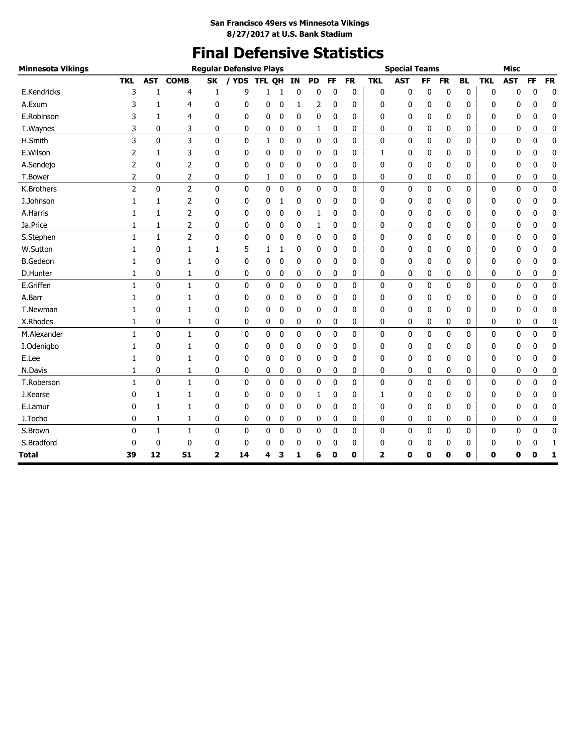**San Francisco 49ers vs Minnesota Vikings**
**8/27/2017 at U.S. Bank Stadium**

# Final Defensive Statistics

| Minnesota Vikings | Regular Defensive Plays | | | | | | | | | | | Special Teams | | | | | Misc | | | |
|---|---|---|---|---|---|---|---|---|---|---|---|---|---|---|---|---|---|---|---|---|
| | TKL | AST | COMB | SK | / YDS | TFL | QH | IN | PD | FF | FR | TKL | AST | FF | FR | BL | TKL | AST | FF | FR |
| E.Kendricks | 3 | 1 | 4 | 1 | 9 | 1 | 1 | 0 | 0 | 0 | 0 | 0 | 0 | 0 | 0 | 0 | 0 | 0 | 0 | 0 |
| A.Exum | 3 | 1 | 4 | 0 | 0 | 0 | 0 | 1 | 2 | 0 | 0 | 0 | 0 | 0 | 0 | 0 | 0 | 0 | 0 | 0 |
| E.Robinson | 3 | 1 | 4 | 0 | 0 | 0 | 0 | 0 | 0 | 0 | 0 | 0 | 0 | 0 | 0 | 0 | 0 | 0 | 0 | 0 |
| T.Waynes | 3 | 0 | 3 | 0 | 0 | 0 | 0 | 0 | 1 | 0 | 0 | 0 | 0 | 0 | 0 | 0 | 0 | 0 | 0 | 0 |
| H.Smith | 3 | 0 | 3 | 0 | 0 | 1 | 0 | 0 | 0 | 0 | 0 | 0 | 0 | 0 | 0 | 0 | 0 | 0 | 0 | 0 |
| E.Wilson | 2 | 1 | 3 | 0 | 0 | 0 | 0 | 0 | 0 | 0 | 0 | 1 | 0 | 0 | 0 | 0 | 0 | 0 | 0 | 0 |
| A.Sendejo | 2 | 0 | 2 | 0 | 0 | 0 | 0 | 0 | 0 | 0 | 0 | 0 | 0 | 0 | 0 | 0 | 0 | 0 | 0 | 0 |
| T.Bower | 2 | 0 | 2 | 0 | 0 | 1 | 0 | 0 | 0 | 0 | 0 | 0 | 0 | 0 | 0 | 0 | 0 | 0 | 0 | 0 |
| K.Brothers | 2 | 0 | 2 | 0 | 0 | 0 | 0 | 0 | 0 | 0 | 0 | 0 | 0 | 0 | 0 | 0 | 0 | 0 | 0 | 0 |
| J.Johnson | 1 | 1 | 2 | 0 | 0 | 0 | 1 | 0 | 0 | 0 | 0 | 0 | 0 | 0 | 0 | 0 | 0 | 0 | 0 | 0 |
| A.Harris | 1 | 1 | 2 | 0 | 0 | 0 | 0 | 0 | 1 | 0 | 0 | 0 | 0 | 0 | 0 | 0 | 0 | 0 | 0 | 0 |
| Ja.Price | 1 | 1 | 2 | 0 | 0 | 0 | 0 | 0 | 1 | 0 | 0 | 0 | 0 | 0 | 0 | 0 | 0 | 0 | 0 | 0 |
| S.Stephen | 1 | 1 | 2 | 0 | 0 | 0 | 0 | 0 | 0 | 0 | 0 | 0 | 0 | 0 | 0 | 0 | 0 | 0 | 0 | 0 |
| W.Sutton | 1 | 0 | 1 | 1 | 5 | 1 | 1 | 0 | 0 | 0 | 0 | 0 | 0 | 0 | 0 | 0 | 0 | 0 | 0 | 0 |
| B.Gedeon | 1 | 0 | 1 | 0 | 0 | 0 | 0 | 0 | 0 | 0 | 0 | 0 | 0 | 0 | 0 | 0 | 0 | 0 | 0 | 0 |
| D.Hunter | 1 | 0 | 1 | 0 | 0 | 0 | 0 | 0 | 0 | 0 | 0 | 0 | 0 | 0 | 0 | 0 | 0 | 0 | 0 | 0 |
| E.Griffen | 1 | 0 | 1 | 0 | 0 | 0 | 0 | 0 | 0 | 0 | 0 | 0 | 0 | 0 | 0 | 0 | 0 | 0 | 0 | 0 |
| A.Barr | 1 | 0 | 1 | 0 | 0 | 0 | 0 | 0 | 0 | 0 | 0 | 0 | 0 | 0 | 0 | 0 | 0 | 0 | 0 | 0 |
| T.Newman | 1 | 0 | 1 | 0 | 0 | 0 | 0 | 0 | 0 | 0 | 0 | 0 | 0 | 0 | 0 | 0 | 0 | 0 | 0 | 0 |
| X.Rhodes | 1 | 0 | 1 | 0 | 0 | 0 | 0 | 0 | 0 | 0 | 0 | 0 | 0 | 0 | 0 | 0 | 0 | 0 | 0 | 0 |
| M.Alexander | 1 | 0 | 1 | 0 | 0 | 0 | 0 | 0 | 0 | 0 | 0 | 0 | 0 | 0 | 0 | 0 | 0 | 0 | 0 | 0 |
| I.Odenigbo | 1 | 0 | 1 | 0 | 0 | 0 | 0 | 0 | 0 | 0 | 0 | 0 | 0 | 0 | 0 | 0 | 0 | 0 | 0 | 0 |
| E.Lee | 1 | 0 | 1 | 0 | 0 | 0 | 0 | 0 | 0 | 0 | 0 | 0 | 0 | 0 | 0 | 0 | 0 | 0 | 0 | 0 |
| N.Davis | 1 | 0 | 1 | 0 | 0 | 0 | 0 | 0 | 0 | 0 | 0 | 0 | 0 | 0 | 0 | 0 | 0 | 0 | 0 | 0 |
| T.Roberson | 1 | 0 | 1 | 0 | 0 | 0 | 0 | 0 | 0 | 0 | 0 | 0 | 0 | 0 | 0 | 0 | 0 | 0 | 0 | 0 |
| J.Kearse | 0 | 1 | 1 | 0 | 0 | 0 | 0 | 0 | 1 | 0 | 0 | 1 | 0 | 0 | 0 | 0 | 0 | 0 | 0 | 0 |
| E.Lamur | 0 | 1 | 1 | 0 | 0 | 0 | 0 | 0 | 0 | 0 | 0 | 0 | 0 | 0 | 0 | 0 | 0 | 0 | 0 | 0 |
| J.Tocho | 0 | 1 | 1 | 0 | 0 | 0 | 0 | 0 | 0 | 0 | 0 | 0 | 0 | 0 | 0 | 0 | 0 | 0 | 0 | 0 |
| S.Brown | 0 | 1 | 1 | 0 | 0 | 0 | 0 | 0 | 0 | 0 | 0 | 0 | 0 | 0 | 0 | 0 | 0 | 0 | 0 | 0 |
| S.Bradford | 0 | 0 | 0 | 0 | 0 | 0 | 0 | 0 | 0 | 0 | 0 | 0 | 0 | 0 | 0 | 0 | 0 | 0 | 0 | 1 |
| **Total** | **39** | **12** | **51** | **2** | **14** | **4** | **3** | **1** | **6** | **0** | **0** | **2** | **0** | **0** | **0** | **0** | **0** | **0** | **0** | **1** |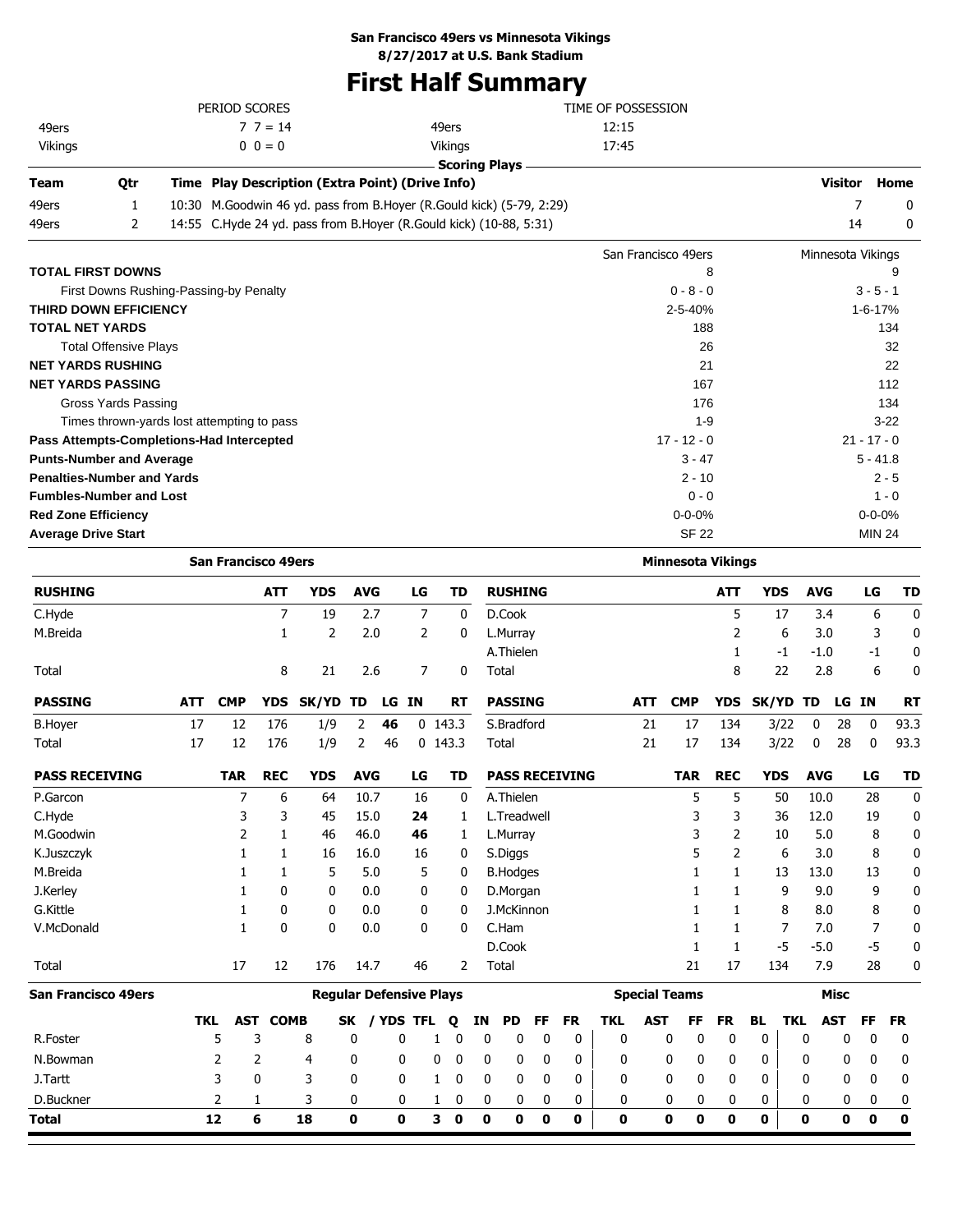**San Francisco 49ers vs Minnesota Vikings**
**8/27/2017 at U.S. Bank Stadium**

# First Half Summary

| PERIOD SCORES | | | TIME OF POSSESSION |
|---|---|---|---|
| 49ers | 7 7 = 14 | 49ers | 12:15 |
| Vikings | 0 0 = 0 | Vikings | 17:45 |

**Scoring Plays**

| Team | Qtr | Time | Play Description (Extra Point) (Drive Info) | Visitor | Home |
|---|---|---|---|---|---|
| 49ers | 1 | 10:30 | M.Goodwin 46 yd. pass from B.Hoyer (R.Gould kick) (5-79, 2:29) | 7 | 0 |
| 49ers | 2 | 14:55 | C.Hyde 24 yd. pass from B.Hoyer (R.Gould kick) (10-88, 5:31) | 14 | 0 |

| | San Francisco 49ers | Minnesota Vikings |
|---|---|---|
| **TOTAL FIRST DOWNS** | 8 | 9 |
| First Downs Rushing-Passing-by Penalty | 0 - 8 - 0 | 3 - 5 - 1 |
| **THIRD DOWN EFFICIENCY** | 2-5-40% | 1-6-17% |
| **TOTAL NET YARDS** | 188 | 134 |
| Total Offensive Plays | 26 | 32 |
| **NET YARDS RUSHING** | 21 | 22 |
| **NET YARDS PASSING** | 167 | 112 |
| Gross Yards Passing | 176 | 134 |
| Times thrown-yards lost attempting to pass | 1-9 | 3-22 |
| **Pass Attempts-Completions-Had Intercepted** | 17 - 12 - 0 | 21 - 17 - 0 |
| **Punts-Number and Average** | 3 - 47 | 5 - 41.8 |
| **Penalties-Number and Yards** | 2 - 10 | 2 - 5 |
| **Fumbles-Number and Lost** | 0 - 0 | 1 - 0 |
| **Red Zone Efficiency** | 0-0-0% | 0-0-0% |
| **Average Drive Start** | SF 22 | MIN 24 |

## San Francisco 49ers

| RUSHING | ATT | YDS | AVG | LG | TD |
|---|---|---|---|---|---|
| C.Hyde | 7 | 19 | 2.7 | 7 | 0 |
| M.Breida | 1 | 2 | 2.0 | 2 | 0 |
| Total | 8 | 21 | 2.6 | 7 | 0 |

| PASSING | ATT | CMP | YDS | SK/YD | TD | LG | IN | RT |
|---|---|---|---|---|---|---|---|---|
| B.Hoyer | 17 | 12 | 176 | 1/9 | 2 | **46** | 0 | 143.3 |
| Total | 17 | 12 | 176 | 1/9 | 2 | 46 | 0 | 143.3 |

| PASS RECEIVING | TAR | REC | YDS | AVG | LG | TD |
|---|---|---|---|---|---|---|
| P.Garcon | 7 | 6 | 64 | 10.7 | 16 | 0 |
| C.Hyde | 3 | 3 | 45 | 15.0 | **24** | 1 |
| M.Goodwin | 2 | 1 | 46 | 46.0 | **46** | 1 |
| K.Juszczyk | 1 | 1 | 16 | 16.0 | 16 | 0 |
| M.Breida | 1 | 1 | 5 | 5.0 | 5 | 0 |
| J.Kerley | 1 | 0 | 0 | 0.0 | 0 | 0 |
| G.Kittle | 1 | 0 | 0 | 0.0 | 0 | 0 |
| V.McDonald | 1 | 0 | 0 | 0.0 | 0 | 0 |
| Total | 17 | 12 | 176 | 14.7 | 46 | 2 |

## Minnesota Vikings

| RUSHING | ATT | YDS | AVG | LG | TD |
|---|---|---|---|---|---|
| D.Cook | 5 | 17 | 3.4 | 6 | 0 |
| L.Murray | 2 | 6 | 3.0 | 3 | 0 |
| A.Thielen | 1 | -1 | -1.0 | -1 | 0 |
| Total | 8 | 22 | 2.8 | 6 | 0 |

| PASSING | ATT | CMP | YDS | SK/YD | TD | LG | IN | RT |
|---|---|---|---|---|---|---|---|---|
| S.Bradford | 21 | 17 | 134 | 3/22 | 0 | 28 | 0 | 93.3 |
| Total | 21 | 17 | 134 | 3/22 | 0 | 28 | 0 | 93.3 |

| PASS RECEIVING | TAR | REC | YDS | AVG | LG | TD |
|---|---|---|---|---|---|---|
| A.Thielen | 5 | 5 | 50 | 10.0 | 28 | 0 |
| L.Treadwell | 3 | 3 | 36 | 12.0 | 19 | 0 |
| L.Murray | 3 | 2 | 10 | 5.0 | 8 | 0 |
| S.Diggs | 5 | 2 | 6 | 3.0 | 8 | 0 |
| B.Hodges | 1 | 1 | 13 | 13.0 | 13 | 0 |
| D.Morgan | 1 | 1 | 9 | 9.0 | 9 | 0 |
| J.McKinnon | 1 | 1 | 8 | 8.0 | 8 | 0 |
| C.Ham | 1 | 1 | 7 | 7.0 | 7 | 0 |
| D.Cook | 1 | 1 | -5 | -5.0 | -5 | 0 |
| Total | 21 | 17 | 134 | 7.9 | 28 | 0 |

## San Francisco 49ers

| | Regular Defensive Plays | | | | | | | | | | | | Special Teams | | | | | Misc | | | |
|---|---|---|---|---|---|---|---|---|---|---|---|---|---|---|---|---|---|---|---|---|---|
| | TKL | AST | COMB | SK | / YDS | TFL | Q | IN | PD | FF | FR | TKL | AST | FF | FR | BL | TKL | AST | FF | FR |
| R.Foster | 5 | 3 | 8 | 0 | 0 | 1 | 0 | 0 | 0 | 0 | 0 | 0 | 0 | 0 | 0 | 0 | 0 | 0 | 0 | 0 |
| N.Bowman | 2 | 2 | 4 | 0 | 0 | 0 | 0 | 0 | 0 | 0 | 0 | 0 | 0 | 0 | 0 | 0 | 0 | 0 | 0 | 0 |
| J.Tartt | 3 | 0 | 3 | 0 | 0 | 1 | 0 | 0 | 0 | 0 | 0 | 0 | 0 | 0 | 0 | 0 | 0 | 0 | 0 | 0 |
| D.Buckner | 2 | 1 | 3 | 0 | 0 | 1 | 0 | 0 | 0 | 0 | 0 | 0 | 0 | 0 | 0 | 0 | 0 | 0 | 0 | 0 |
| **Total** | **12** | **6** | **18** | **0** | **0** | **3** | **0** | **0** | **0** | **0** | **0** | **0** | **0** | **0** | **0** | **0** | **0** | **0** | **0** | **0** |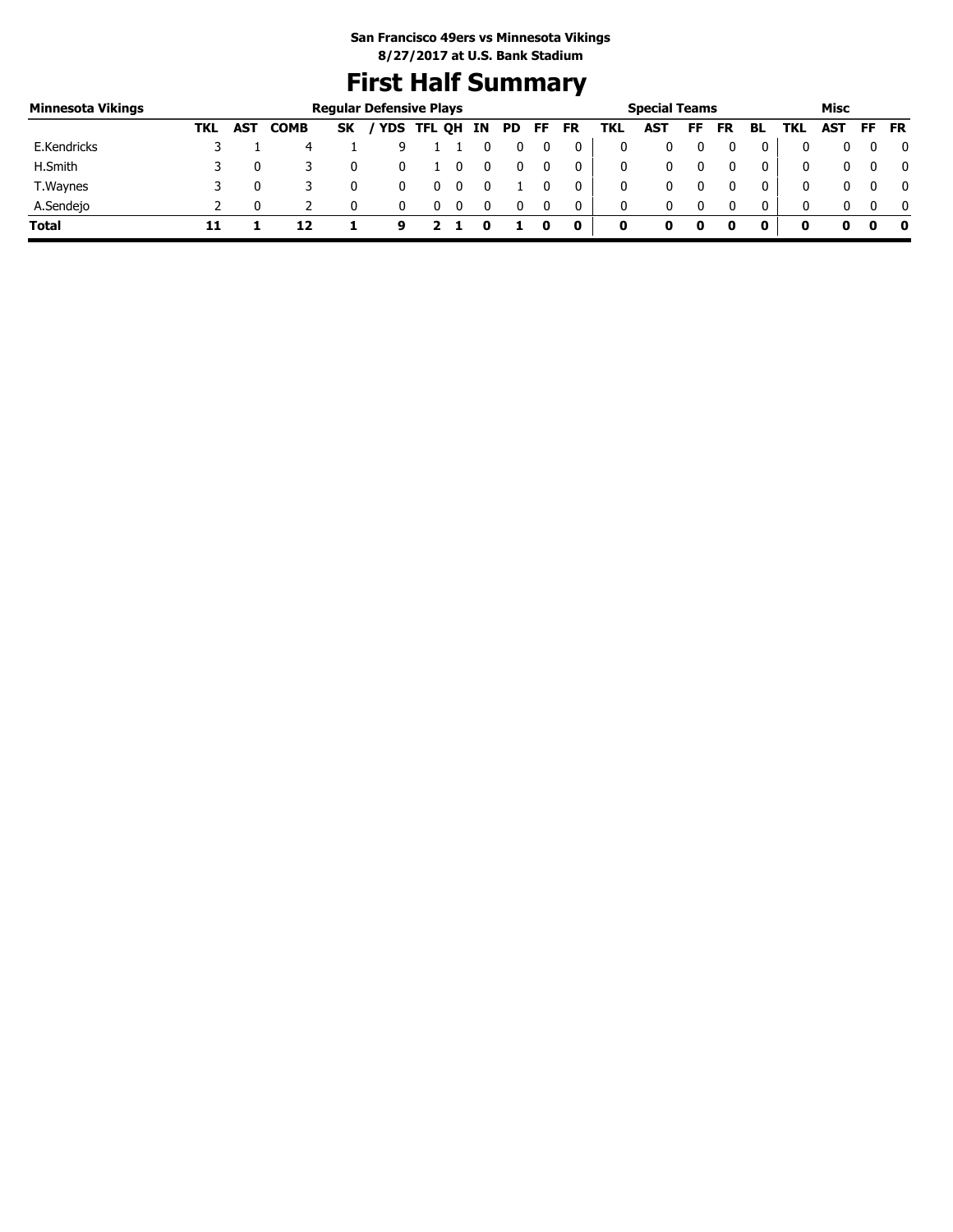**San Francisco 49ers vs Minnesota Vikings**
**8/27/2017 at U.S. Bank Stadium**

# First Half Summary

| Minnesota Vikings | Regular Defensive Plays | | | | | | | | | | | Special Teams | | | | | Misc | | | |
|---|---|---|---|---|---|---|---|---|---|---|---|---|---|---|---|---|---|---|---|---|
| | TKL | AST | COMB | SK | / YDS | TFL | QH | IN | PD | FF | FR | TKL | AST | FF | FR | BL | TKL | AST | FF | FR |
| E.Kendricks | 3 | 1 | 4 | 1 | 9 | 1 | 1 | 0 | 0 | 0 | 0 | 0 | 0 | 0 | 0 | 0 | 0 | 0 | 0 | 0 |
| H.Smith | 3 | 0 | 3 | 0 | 0 | 1 | 0 | 0 | 0 | 0 | 0 | 0 | 0 | 0 | 0 | 0 | 0 | 0 | 0 | 0 |
| T.Waynes | 3 | 0 | 3 | 0 | 0 | 0 | 0 | 0 | 1 | 0 | 0 | 0 | 0 | 0 | 0 | 0 | 0 | 0 | 0 | 0 |
| A.Sendejo | 2 | 0 | 2 | 0 | 0 | 0 | 0 | 0 | 0 | 0 | 0 | 0 | 0 | 0 | 0 | 0 | 0 | 0 | 0 | 0 |
| **Total** | **11** | **1** | **12** | **1** | **9** | **2** | **1** | **0** | **1** | **0** | **0** | **0** | **0** | **0** | **0** | **0** | **0** | **0** | **0** | **0** |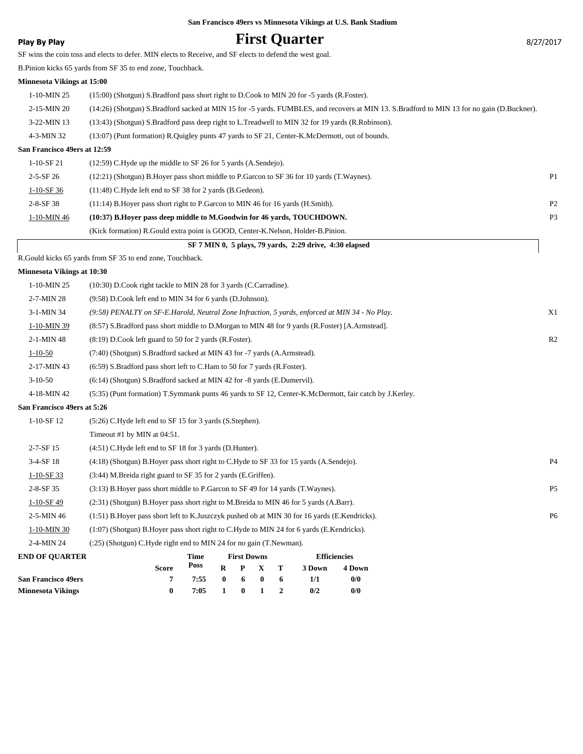San Francisco 49ers vs Minnesota Vikings at U.S. Bank Stadium

**Play By Play**

# First Quarter

8/27/2017

SF wins the coin toss and elects to defer. MIN elects to Receive, and SF elects to defend the west goal.

B.Pinion kicks 65 yards from SF 35 to end zone, Touchback.

**Minnesota Vikings at 15:00**

| Down | Play | |
|---|---|---|
| 1-10-MIN 25 | (15:00) (Shotgun) S.Bradford pass short right to D.Cook to MIN 20 for -5 yards (R.Foster). | |
| 2-15-MIN 20 | (14:26) (Shotgun) S.Bradford sacked at MIN 15 for -5 yards. FUMBLES, and recovers at MIN 13. S.Bradford to MIN 13 for no gain (D.Buckner). | |
| 3-22-MIN 13 | (13:43) (Shotgun) S.Bradford pass deep right to L.Treadwell to MIN 32 for 19 yards (R.Robinson). | |
| 4-3-MIN 32 | (13:07) (Punt formation) R.Quigley punts 47 yards to SF 21, Center-K.McDermott, out of bounds. | |

**San Francisco 49ers at 12:59**

| Down | Play | |
|---|---|---|
| 1-10-SF 21 | (12:59) C.Hyde up the middle to SF 26 for 5 yards (A.Sendejo). | |
| 2-5-SF 26 | (12:21) (Shotgun) B.Hoyer pass short middle to P.Garcon to SF 36 for 10 yards (T.Waynes). | P1 |
| 1-10-SF 36 | (11:48) C.Hyde left end to SF 38 for 2 yards (B.Gedeon). | |
| 2-8-SF 38 | (11:14) B.Hoyer pass short right to P.Garcon to MIN 46 for 16 yards (H.Smith). | P2 |
| 1-10-MIN 46 | **(10:37) B.Hoyer pass deep middle to M.Goodwin for 46 yards, TOUCHDOWN.** | P3 |
| | (Kick formation) R.Gould extra point is GOOD, Center-K.Nelson, Holder-B.Pinion. | |

**SF 7 MIN 0, 5 plays, 79 yards, 2:29 drive, 4:30 elapsed**

R.Gould kicks 65 yards from SF 35 to end zone, Touchback.

**Minnesota Vikings at 10:30**

| Down | Play | |
|---|---|---|
| 1-10-MIN 25 | (10:30) D.Cook right tackle to MIN 28 for 3 yards (C.Carradine). | |
| 2-7-MIN 28 | (9:58) D.Cook left end to MIN 34 for 6 yards (D.Johnson). | |
| 3-1-MIN 34 | *(9:58) PENALTY on SF-E.Harold, Neutral Zone Infraction, 5 yards, enforced at MIN 34 - No Play.* | X1 |
| 1-10-MIN 39 | (8:57) S.Bradford pass short middle to D.Morgan to MIN 48 for 9 yards (R.Foster) [A.Armstead]. | |
| 2-1-MIN 48 | (8:19) D.Cook left guard to 50 for 2 yards (R.Foster). | R2 |
| 1-10-50 | (7:40) (Shotgun) S.Bradford sacked at MIN 43 for -7 yards (A.Armstead). | |
| 2-17-MIN 43 | (6:59) S.Bradford pass short left to C.Ham to 50 for 7 yards (R.Foster). | |
| 3-10-50 | (6:14) (Shotgun) S.Bradford sacked at MIN 42 for -8 yards (E.Dumervil). | |
| 4-18-MIN 42 | (5:35) (Punt formation) T.Symmank punts 46 yards to SF 12, Center-K.McDermott, fair catch by J.Kerley. | |

**San Francisco 49ers at 5:26**

| Down | Play | |
|---|---|---|
| 1-10-SF 12 | (5:26) C.Hyde left end to SF 15 for 3 yards (S.Stephen). | |
| | Timeout #1 by MIN at 04:51. | |
| 2-7-SF 15 | (4:51) C.Hyde left end to SF 18 for 3 yards (D.Hunter). | |
| 3-4-SF 18 | (4:18) (Shotgun) B.Hoyer pass short right to C.Hyde to SF 33 for 15 yards (A.Sendejo). | P4 |
| 1-10-SF 33 | (3:44) M.Breida right guard to SF 35 for 2 yards (E.Griffen). | |
| 2-8-SF 35 | (3:13) B.Hoyer pass short middle to P.Garcon to SF 49 for 14 yards (T.Waynes). | P5 |
| 1-10-SF 49 | (2:31) (Shotgun) B.Hoyer pass short right to M.Breida to MIN 46 for 5 yards (A.Barr). | |
| 2-5-MIN 46 | (1:51) B.Hoyer pass short left to K.Juszczyk pushed ob at MIN 30 for 16 yards (E.Kendricks). | P6 |
| 1-10-MIN 30 | (1:07) (Shotgun) B.Hoyer pass short right to C.Hyde to MIN 24 for 6 yards (E.Kendricks). | |
| 2-4-MIN 24 | (:25) (Shotgun) C.Hyde right end to MIN 24 for no gain (T.Newman). | |

| END OF QUARTER | Score | Time Poss | First Downs R | P | X | T | Efficiencies 3 Down | 4 Down |
|---|---|---|---|---|---|---|---|---|
| **San Francisco 49ers** | 7 | 7:55 | 0 | 6 | 0 | 6 | 1/1 | 0/0 |
| **Minnesota Vikings** | 0 | 7:05 | 1 | 0 | 1 | 2 | 0/2 | 0/0 |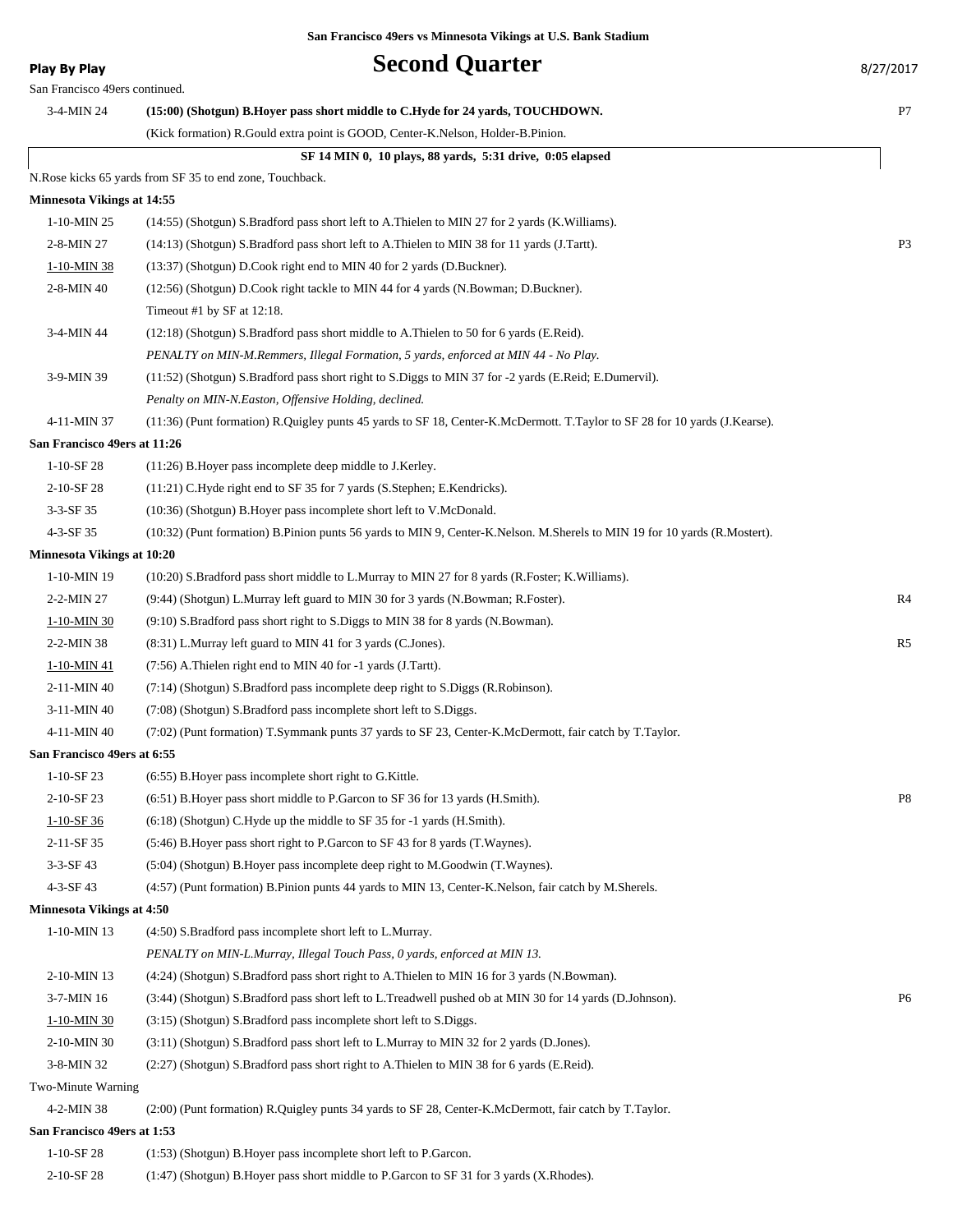San Francisco 49ers vs Minnesota Vikings at U.S. Bank Stadium

**Play By Play**

# Second Quarter

8/27/2017

San Francisco 49ers continued.

| | | |
|---|---|---|
| 3-4-MIN 24 | **(15:00) (Shotgun) B.Hoyer pass short middle to C.Hyde for 24 yards, TOUCHDOWN.** | P7 |
| | (Kick formation) R.Gould extra point is GOOD, Center-K.Nelson, Holder-B.Pinion. | |

**SF 14 MIN 0, 10 plays, 88 yards, 5:31 drive, 0:05 elapsed**

N.Rose kicks 65 yards from SF 35 to end zone, Touchback.

**Minnesota Vikings at 14:55**

| | | |
|---|---|---|
| 1-10-MIN 25 | (14:55) (Shotgun) S.Bradford pass short left to A.Thielen to MIN 27 for 2 yards (K.Williams). | |
| 2-8-MIN 27 | (14:13) (Shotgun) S.Bradford pass short left to A.Thielen to MIN 38 for 11 yards (J.Tartt). | P3 |
| 1-10-MIN 38 | (13:37) (Shotgun) D.Cook right end to MIN 40 for 2 yards (D.Buckner). | |
| 2-8-MIN 40 | (12:56) (Shotgun) D.Cook right tackle to MIN 44 for 4 yards (N.Bowman; D.Buckner). | |
| | Timeout #1 by SF at 12:18. | |
| 3-4-MIN 44 | (12:18) (Shotgun) S.Bradford pass short middle to A.Thielen to 50 for 6 yards (E.Reid). | |
| | *PENALTY on MIN-M.Remmers, Illegal Formation, 5 yards, enforced at MIN 44 - No Play.* | |
| 3-9-MIN 39 | (11:52) (Shotgun) S.Bradford pass short right to S.Diggs to MIN 37 for -2 yards (E.Reid; E.Dumervil). | |
| | *Penalty on MIN-N.Easton, Offensive Holding, declined.* | |
| 4-11-MIN 37 | (11:36) (Punt formation) R.Quigley punts 45 yards to SF 18, Center-K.McDermott. T.Taylor to SF 28 for 10 yards (J.Kearse). | |

**San Francisco 49ers at 11:26**

| | | |
|---|---|---|
| 1-10-SF 28 | (11:26) B.Hoyer pass incomplete deep middle to J.Kerley. | |
| 2-10-SF 28 | (11:21) C.Hyde right end to SF 35 for 7 yards (S.Stephen; E.Kendricks). | |
| 3-3-SF 35 | (10:36) (Shotgun) B.Hoyer pass incomplete short left to V.McDonald. | |
| 4-3-SF 35 | (10:32) (Punt formation) B.Pinion punts 56 yards to MIN 9, Center-K.Nelson. M.Sherels to MIN 19 for 10 yards (R.Mostert). | |

**Minnesota Vikings at 10:20**

| | | |
|---|---|---|
| 1-10-MIN 19 | (10:20) S.Bradford pass short middle to L.Murray to MIN 27 for 8 yards (R.Foster; K.Williams). | |
| 2-2-MIN 27 | (9:44) (Shotgun) L.Murray left guard to MIN 30 for 3 yards (N.Bowman; R.Foster). | R4 |
| 1-10-MIN 30 | (9:10) S.Bradford pass short right to S.Diggs to MIN 38 for 8 yards (N.Bowman). | |
| 2-2-MIN 38 | (8:31) L.Murray left guard to MIN 41 for 3 yards (C.Jones). | R5 |
| 1-10-MIN 41 | (7:56) A.Thielen right end to MIN 40 for -1 yards (J.Tartt). | |
| 2-11-MIN 40 | (7:14) (Shotgun) S.Bradford pass incomplete deep right to S.Diggs (R.Robinson). | |
| 3-11-MIN 40 | (7:08) (Shotgun) S.Bradford pass incomplete short left to S.Diggs. | |
| 4-11-MIN 40 | (7:02) (Punt formation) T.Symmank punts 37 yards to SF 23, Center-K.McDermott, fair catch by T.Taylor. | |

**San Francisco 49ers at 6:55**

| | | |
|---|---|---|
| 1-10-SF 23 | (6:55) B.Hoyer pass incomplete short right to G.Kittle. | |
| 2-10-SF 23 | (6:51) B.Hoyer pass short middle to P.Garcon to SF 36 for 13 yards (H.Smith). | P8 |
| 1-10-SF 36 | (6:18) (Shotgun) C.Hyde up the middle to SF 35 for -1 yards (H.Smith). | |
| 2-11-SF 35 | (5:46) B.Hoyer pass short right to P.Garcon to SF 43 for 8 yards (T.Waynes). | |
| 3-3-SF 43 | (5:04) (Shotgun) B.Hoyer pass incomplete deep right to M.Goodwin (T.Waynes). | |
| 4-3-SF 43 | (4:57) (Punt formation) B.Pinion punts 44 yards to MIN 13, Center-K.Nelson, fair catch by M.Sherels. | |

**Minnesota Vikings at 4:50**

| | | |
|---|---|---|
| 1-10-MIN 13 | (4:50) S.Bradford pass incomplete short left to L.Murray. | |
| | *PENALTY on MIN-L.Murray, Illegal Touch Pass, 0 yards, enforced at MIN 13.* | |
| 2-10-MIN 13 | (4:24) (Shotgun) S.Bradford pass short right to A.Thielen to MIN 16 for 3 yards (N.Bowman). | |
| 3-7-MIN 16 | (3:44) (Shotgun) S.Bradford pass short left to L.Treadwell pushed ob at MIN 30 for 14 yards (D.Johnson). | P6 |
| 1-10-MIN 30 | (3:15) (Shotgun) S.Bradford pass incomplete short left to S.Diggs. | |
| 2-10-MIN 30 | (3:11) (Shotgun) S.Bradford pass short left to L.Murray to MIN 32 for 2 yards (D.Jones). | |
| 3-8-MIN 32 | (2:27) (Shotgun) S.Bradford pass short right to A.Thielen to MIN 38 for 6 yards (E.Reid). | |
| Two-Minute Warning | | |
| 4-2-MIN 38 | (2:00) (Punt formation) R.Quigley punts 34 yards to SF 28, Center-K.McDermott, fair catch by T.Taylor. | |

**San Francisco 49ers at 1:53**

| | | |
|---|---|---|
| 1-10-SF 28 | (1:53) (Shotgun) B.Hoyer pass incomplete short left to P.Garcon. | |
| 2-10-SF 28 | (1:47) (Shotgun) B.Hoyer pass short middle to P.Garcon to SF 31 for 3 yards (X.Rhodes). | |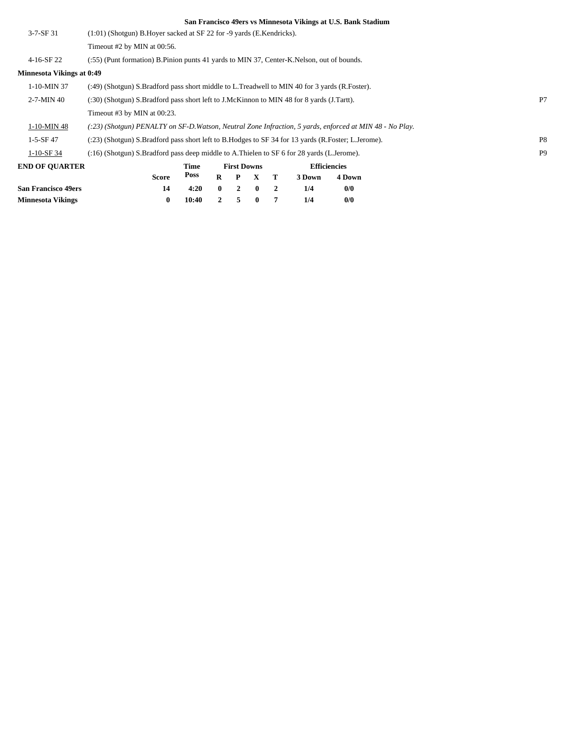**San Francisco 49ers vs Minnesota Vikings at U.S. Bank Stadium**

| | | |
|---|---|---|
| 3-7-SF 31 | (1:01) (Shotgun) B.Hoyer sacked at SF 22 for -9 yards (E.Kendricks). | |
| | Timeout #2 by MIN at 00:56. | |
| 4-16-SF 22 | (:55) (Punt formation) B.Pinion punts 41 yards to MIN 37, Center-K.Nelson, out of bounds. | |

**Minnesota Vikings at 0:49**

| | | |
|---|---|---|
| 1-10-MIN 37 | (:49) (Shotgun) S.Bradford pass short middle to L.Treadwell to MIN 40 for 3 yards (R.Foster). | |
| 2-7-MIN 40 | (:30) (Shotgun) S.Bradford pass short left to J.McKinnon to MIN 48 for 8 yards (J.Tartt). | P7 |
| | Timeout #3 by MIN at 00:23. | |
| 1-10-MIN 48 | *(:23) (Shotgun) PENALTY on SF-D.Watson, Neutral Zone Infraction, 5 yards, enforced at MIN 48 - No Play.* | |
| 1-5-SF 47 | (:23) (Shotgun) S.Bradford pass short left to B.Hodges to SF 34 for 13 yards (R.Foster; L.Jerome). | P8 |
| 1-10-SF 34 | (:16) (Shotgun) S.Bradford pass deep middle to A.Thielen to SF 6 for 28 yards (L.Jerome). | P9 |

**END OF QUARTER**

| | Score | Time Poss | First Downs R | P | X | T | Efficiencies 3 Down | 4 Down |
|---|---|---|---|---|---|---|---|---|
| **San Francisco 49ers** | 14 | 4:20 | 0 | 2 | 0 | 2 | 1/4 | 0/0 |
| **Minnesota Vikings** | 0 | 10:40 | 2 | 5 | 0 | 7 | 1/4 | 0/0 |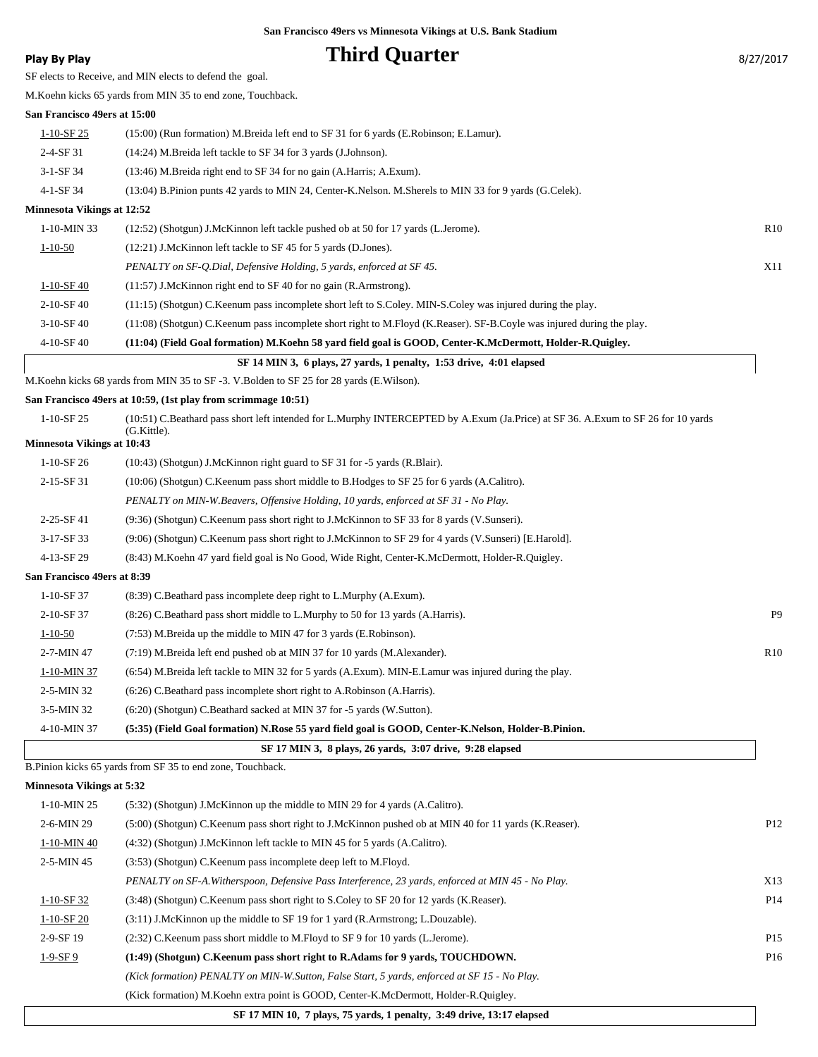San Francisco 49ers vs Minnesota Vikings at U.S. Bank Stadium

**Play By Play**

# Third Quarter

8/27/2017

SF elects to Receive, and MIN elects to defend the goal.

M.Koehn kicks 65 yards from MIN 35 to end zone, Touchback.

**San Francisco 49ers at 15:00**

| | | |
|---|---|---|
| 1-10-SF 25 | (15:00) (Run formation) M.Breida left end to SF 31 for 6 yards (E.Robinson; E.Lamur). | |
| 2-4-SF 31 | (14:24) M.Breida left tackle to SF 34 for 3 yards (J.Johnson). | |
| 3-1-SF 34 | (13:46) M.Breida right end to SF 34 for no gain (A.Harris; A.Exum). | |
| 4-1-SF 34 | (13:04) B.Pinion punts 42 yards to MIN 24, Center-K.Nelson. M.Sherels to MIN 33 for 9 yards (G.Celek). | |

**Minnesota Vikings at 12:52**

| | | |
|---|---|---|
| 1-10-MIN 33 | (12:52) (Shotgun) J.McKinnon left tackle pushed ob at 50 for 17 yards (L.Jerome). | R10 |
| 1-10-50 | (12:21) J.McKinnon left tackle to SF 45 for 5 yards (D.Jones). | |
| | *PENALTY on SF-Q.Dial, Defensive Holding, 5 yards, enforced at SF 45.* | X11 |
| 1-10-SF 40 | (11:57) J.McKinnon right end to SF 40 for no gain (R.Armstrong). | |
| 2-10-SF 40 | (11:15) (Shotgun) C.Keenum pass incomplete short left to S.Coley. MIN-S.Coley was injured during the play. | |
| 3-10-SF 40 | (11:08) (Shotgun) C.Keenum pass incomplete short right to M.Floyd (K.Reaser). SF-B.Coyle was injured during the play. | |
| 4-10-SF 40 | **(11:04) (Field Goal formation) M.Koehn 58 yard field goal is GOOD, Center-K.McDermott, Holder-R.Quigley.** | |

**SF 14 MIN 3, 6 plays, 27 yards, 1 penalty, 1:53 drive, 4:01 elapsed**

M.Koehn kicks 68 yards from MIN 35 to SF -3. V.Bolden to SF 25 for 28 yards (E.Wilson).

**San Francisco 49ers at 10:59, (1st play from scrimmage 10:51)**

| | | |
|---|---|---|
| 1-10-SF 25 | (10:51) C.Beathard pass short left intended for L.Murphy INTERCEPTED by A.Exum (Ja.Price) at SF 36. A.Exum to SF 26 for 10 yards (G.Kittle). | |

**Minnesota Vikings at 10:43**

| | | |
|---|---|---|
| 1-10-SF 26 | (10:43) (Shotgun) J.McKinnon right guard to SF 31 for -5 yards (R.Blair). | |
| 2-15-SF 31 | (10:06) (Shotgun) C.Keenum pass short middle to B.Hodges to SF 25 for 6 yards (A.Calitro). | |
| | *PENALTY on MIN-W.Beavers, Offensive Holding, 10 yards, enforced at SF 31 - No Play.* | |
| 2-25-SF 41 | (9:36) (Shotgun) C.Keenum pass short right to J.McKinnon to SF 33 for 8 yards (V.Sunseri). | |
| 3-17-SF 33 | (9:06) (Shotgun) C.Keenum pass short right to J.McKinnon to SF 29 for 4 yards (V.Sunseri) [E.Harold]. | |
| 4-13-SF 29 | (8:43) M.Koehn 47 yard field goal is No Good, Wide Right, Center-K.McDermott, Holder-R.Quigley. | |

**San Francisco 49ers at 8:39**

| | | |
|---|---|---|
| 1-10-SF 37 | (8:39) C.Beathard pass incomplete deep right to L.Murphy (A.Exum). | |
| 2-10-SF 37 | (8:26) C.Beathard pass short middle to L.Murphy to 50 for 13 yards (A.Harris). | P9 |
| 1-10-50 | (7:53) M.Breida up the middle to MIN 47 for 3 yards (E.Robinson). | |
| 2-7-MIN 47 | (7:19) M.Breida left end pushed ob at MIN 37 for 10 yards (M.Alexander). | R10 |
| 1-10-MIN 37 | (6:54) M.Breida left tackle to MIN 32 for 5 yards (A.Exum). MIN-E.Lamur was injured during the play. | |
| 2-5-MIN 32 | (6:26) C.Beathard pass incomplete short right to A.Robinson (A.Harris). | |
| 3-5-MIN 32 | (6:20) (Shotgun) C.Beathard sacked at MIN 37 for -5 yards (W.Sutton). | |
| 4-10-MIN 37 | **(5:35) (Field Goal formation) N.Rose 55 yard field goal is GOOD, Center-K.Nelson, Holder-B.Pinion.** | |

**SF 17 MIN 3, 8 plays, 26 yards, 3:07 drive, 9:28 elapsed**

B.Pinion kicks 65 yards from SF 35 to end zone, Touchback.

**Minnesota Vikings at 5:32**

| | | |
|---|---|---|
| 1-10-MIN 25 | (5:32) (Shotgun) J.McKinnon up the middle to MIN 29 for 4 yards (A.Calitro). | |
| 2-6-MIN 29 | (5:00) (Shotgun) C.Keenum pass short right to J.McKinnon pushed ob at MIN 40 for 11 yards (K.Reaser). | P12 |
| 1-10-MIN 40 | (4:32) (Shotgun) J.McKinnon left tackle to MIN 45 for 5 yards (A.Calitro). | |
| 2-5-MIN 45 | (3:53) (Shotgun) C.Keenum pass incomplete deep left to M.Floyd. | |
| | *PENALTY on SF-A.Witherspoon, Defensive Pass Interference, 23 yards, enforced at MIN 45 - No Play.* | X13 |
| 1-10-SF 32 | (3:48) (Shotgun) C.Keenum pass short right to S.Coley to SF 20 for 12 yards (K.Reaser). | P14 |
| 1-10-SF 20 | (3:11) J.McKinnon up the middle to SF 19 for 1 yard (R.Armstrong; L.Douzable). | |
| 2-9-SF 19 | (2:32) C.Keenum pass short middle to M.Floyd to SF 9 for 10 yards (L.Jerome). | P15 |
| 1-9-SF 9 | **(1:49) (Shotgun) C.Keenum pass short right to R.Adams for 9 yards, TOUCHDOWN.** | P16 |
| | *(Kick formation) PENALTY on MIN-W.Sutton, False Start, 5 yards, enforced at SF 15 - No Play.* | |
| | (Kick formation) M.Koehn extra point is GOOD, Center-K.McDermott, Holder-R.Quigley. | |

**SF 17 MIN 10, 7 plays, 75 yards, 1 penalty, 3:49 drive, 13:17 elapsed**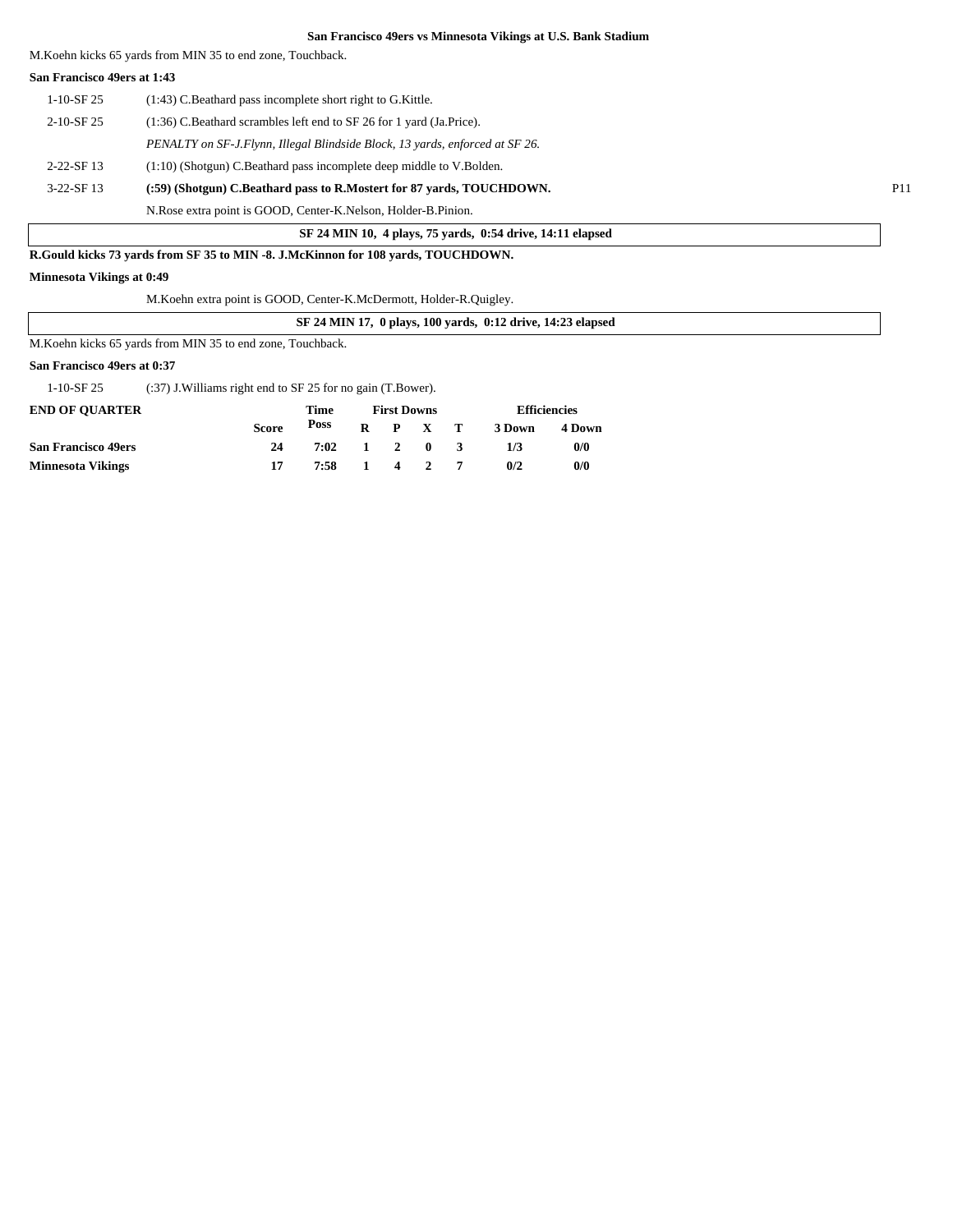## San Francisco 49ers vs Minnesota Vikings at U.S. Bank Stadium

M.Koehn kicks 65 yards from MIN 35 to end zone, Touchback.

**San Francisco 49ers at 1:43**

| | | |
|---|---|---|
| 1-10-SF 25 | (1:43) C.Beathard pass incomplete short right to G.Kittle. | |
| 2-10-SF 25 | (1:36) C.Beathard scrambles left end to SF 26 for 1 yard (Ja.Price). | |
| | *PENALTY on SF-J.Flynn, Illegal Blindside Block, 13 yards, enforced at SF 26.* | |
| 2-22-SF 13 | (1:10) (Shotgun) C.Beathard pass incomplete deep middle to V.Bolden. | |
| 3-22-SF 13 | **(:59) (Shotgun) C.Beathard pass to R.Mostert for 87 yards, TOUCHDOWN.** | P11 |
| | N.Rose extra point is GOOD, Center-K.Nelson, Holder-B.Pinion. | |

**SF 24 MIN 10, 4 plays, 75 yards, 0:54 drive, 14:11 elapsed**

**R.Gould kicks 73 yards from SF 35 to MIN -8. J.McKinnon for 108 yards, TOUCHDOWN.**

**Minnesota Vikings at 0:49**

M.Koehn extra point is GOOD, Center-K.McDermott, Holder-R.Quigley.

**SF 24 MIN 17, 0 plays, 100 yards, 0:12 drive, 14:23 elapsed**

M.Koehn kicks 65 yards from MIN 35 to end zone, Touchback.

**San Francisco 49ers at 0:37**

| | |
|---|---|
| 1-10-SF 25 | (:37) J.Williams right end to SF 25 for no gain (T.Bower). |

| END OF QUARTER | | Time | First Downs | | | | Efficiencies | |
|---|---|---|---|---|---|---|---|---|
| | Score | Poss | R | P | X | T | 3 Down | 4 Down |
| **San Francisco 49ers** | 24 | 7:02 | 1 | 2 | 0 | 3 | 1/3 | 0/0 |
| **Minnesota Vikings** | 17 | 7:58 | 1 | 4 | 2 | 7 | 0/2 | 0/0 |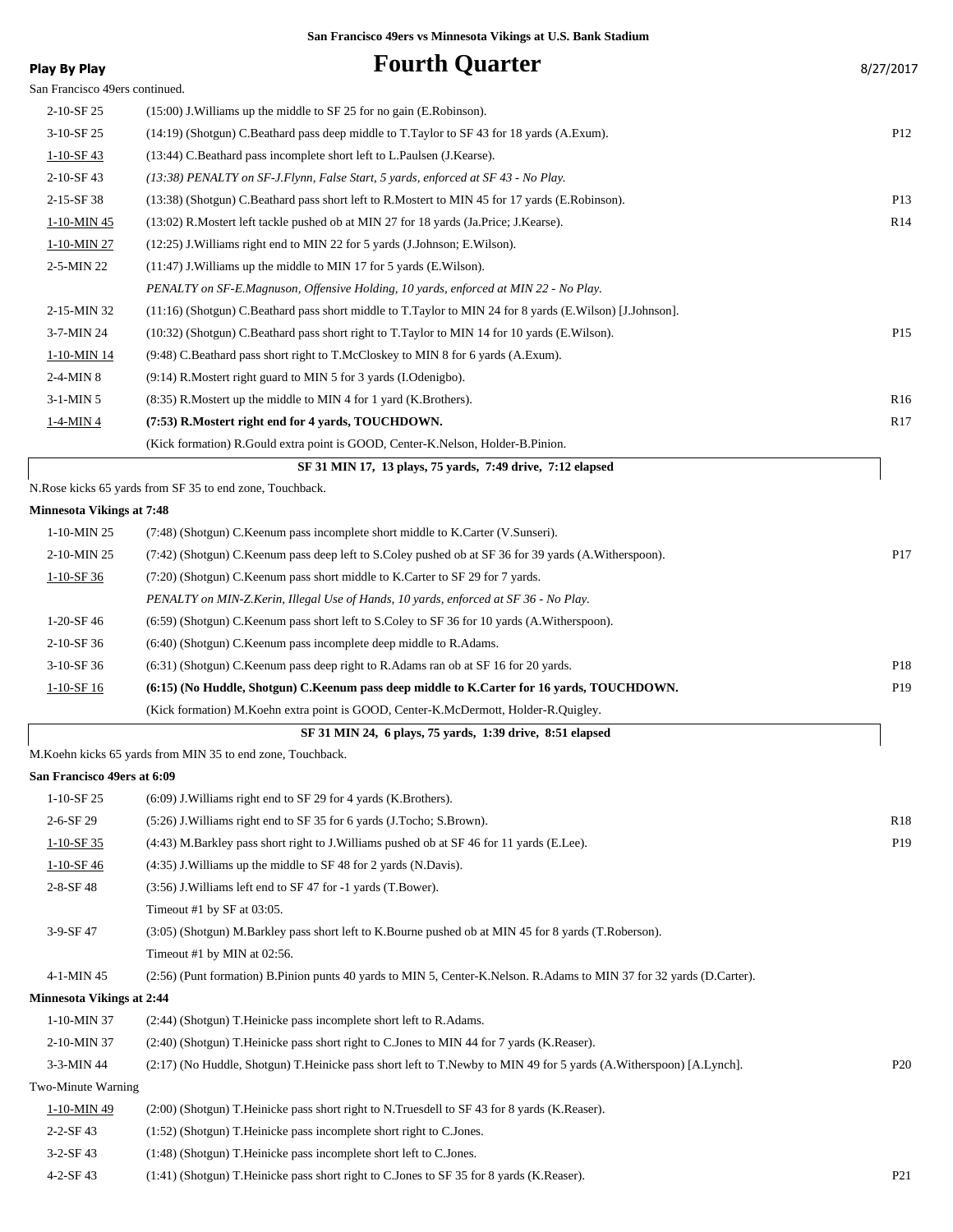**San Francisco 49ers vs Minnesota Vikings at U.S. Bank Stadium**

**Play By Play**

# Fourth Quarter

8/27/2017

San Francisco 49ers continued.

| Down | Play | |
|---|---|---|
| 2-10-SF 25 | (15:00) J.Williams up the middle to SF 25 for no gain (E.Robinson). | |
| 3-10-SF 25 | (14:19) (Shotgun) C.Beathard pass deep middle to T.Taylor to SF 43 for 18 yards (A.Exum). | P12 |
| 1-10-SF 43 | (13:44) C.Beathard pass incomplete short left to L.Paulsen (J.Kearse). | |
| 2-10-SF 43 | *(13:38) PENALTY on SF-J.Flynn, False Start, 5 yards, enforced at SF 43 - No Play.* | |
| 2-15-SF 38 | (13:38) (Shotgun) C.Beathard pass short left to R.Mostert to MIN 45 for 17 yards (E.Robinson). | P13 |
| 1-10-MIN 45 | (13:02) R.Mostert left tackle pushed ob at MIN 27 for 18 yards (Ja.Price; J.Kearse). | R14 |
| 1-10-MIN 27 | (12:25) J.Williams right end to MIN 22 for 5 yards (J.Johnson; E.Wilson). | |
| 2-5-MIN 22 | (11:47) J.Williams up the middle to MIN 17 for 5 yards (E.Wilson). | |
| | *PENALTY on SF-E.Magnuson, Offensive Holding, 10 yards, enforced at MIN 22 - No Play.* | |
| 2-15-MIN 32 | (11:16) (Shotgun) C.Beathard pass short middle to T.Taylor to MIN 24 for 8 yards (E.Wilson) [J.Johnson]. | |
| 3-7-MIN 24 | (10:32) (Shotgun) C.Beathard pass short right to T.Taylor to MIN 14 for 10 yards (E.Wilson). | P15 |
| 1-10-MIN 14 | (9:48) C.Beathard pass short right to T.McCloskey to MIN 8 for 6 yards (A.Exum). | |
| 2-4-MIN 8 | (9:14) R.Mostert right guard to MIN 5 for 3 yards (I.Odenigbo). | |
| 3-1-MIN 5 | (8:35) R.Mostert up the middle to MIN 4 for 1 yard (K.Brothers). | R16 |
| 1-4-MIN 4 | **(7:53) R.Mostert right end for 4 yards, TOUCHDOWN.** | R17 |
| | (Kick formation) R.Gould extra point is GOOD, Center-K.Nelson, Holder-B.Pinion. | |

**SF 31 MIN 17, 13 plays, 75 yards, 7:49 drive, 7:12 elapsed**

N.Rose kicks 65 yards from SF 35 to end zone, Touchback.

**Minnesota Vikings at 7:48**

| Down | Play | |
|---|---|---|
| 1-10-MIN 25 | (7:48) (Shotgun) C.Keenum pass incomplete short middle to K.Carter (V.Sunseri). | |
| 2-10-MIN 25 | (7:42) (Shotgun) C.Keenum pass deep left to S.Coley pushed ob at SF 36 for 39 yards (A.Witherspoon). | P17 |
| 1-10-SF 36 | (7:20) (Shotgun) C.Keenum pass short middle to K.Carter to SF 29 for 7 yards. | |
| | *PENALTY on MIN-Z.Kerin, Illegal Use of Hands, 10 yards, enforced at SF 36 - No Play.* | |
| 1-20-SF 46 | (6:59) (Shotgun) C.Keenum pass short left to S.Coley to SF 36 for 10 yards (A.Witherspoon). | |
| 2-10-SF 36 | (6:40) (Shotgun) C.Keenum pass incomplete deep middle to R.Adams. | |
| 3-10-SF 36 | (6:31) (Shotgun) C.Keenum pass deep right to R.Adams ran ob at SF 16 for 20 yards. | P18 |
| 1-10-SF 16 | **(6:15) (No Huddle, Shotgun) C.Keenum pass deep middle to K.Carter for 16 yards, TOUCHDOWN.** | P19 |
| | (Kick formation) M.Koehn extra point is GOOD, Center-K.McDermott, Holder-R.Quigley. | |

**SF 31 MIN 24, 6 plays, 75 yards, 1:39 drive, 8:51 elapsed**

M.Koehn kicks 65 yards from MIN 35 to end zone, Touchback.

**San Francisco 49ers at 6:09**

| Down | Play | |
|---|---|---|
| 1-10-SF 25 | (6:09) J.Williams right end to SF 29 for 4 yards (K.Brothers). | |
| 2-6-SF 29 | (5:26) J.Williams right end to SF 35 for 6 yards (J.Tocho; S.Brown). | R18 |
| 1-10-SF 35 | (4:43) M.Barkley pass short right to J.Williams pushed ob at SF 46 for 11 yards (E.Lee). | P19 |
| 1-10-SF 46 | (4:35) J.Williams up the middle to SF 48 for 2 yards (N.Davis). | |
| 2-8-SF 48 | (3:56) J.Williams left end to SF 47 for -1 yards (T.Bower). | |
| | Timeout #1 by SF at 03:05. | |
| 3-9-SF 47 | (3:05) (Shotgun) M.Barkley pass short left to K.Bourne pushed ob at MIN 45 for 8 yards (T.Roberson). | |
| | Timeout #1 by MIN at 02:56. | |
| 4-1-MIN 45 | (2:56) (Punt formation) B.Pinion punts 40 yards to MIN 5, Center-K.Nelson. R.Adams to MIN 37 for 32 yards (D.Carter). | |

**Minnesota Vikings at 2:44**

| Down | Play | |
|---|---|---|
| 1-10-MIN 37 | (2:44) (Shotgun) T.Heinicke pass incomplete short left to R.Adams. | |
| 2-10-MIN 37 | (2:40) (Shotgun) T.Heinicke pass short right to C.Jones to MIN 44 for 7 yards (K.Reaser). | |
| 3-3-MIN 44 | (2:17) (No Huddle, Shotgun) T.Heinicke pass short left to T.Newby to MIN 49 for 5 yards (A.Witherspoon) [A.Lynch]. | P20 |
| Two-Minute Warning | | |
| 1-10-MIN 49 | (2:00) (Shotgun) T.Heinicke pass short right to N.Truesdell to SF 43 for 8 yards (K.Reaser). | |
| 2-2-SF 43 | (1:52) (Shotgun) T.Heinicke pass incomplete short right to C.Jones. | |
| 3-2-SF 43 | (1:48) (Shotgun) T.Heinicke pass incomplete short left to C.Jones. | |
| 4-2-SF 43 | (1:41) (Shotgun) T.Heinicke pass short right to C.Jones to SF 35 for 8 yards (K.Reaser). | P21 |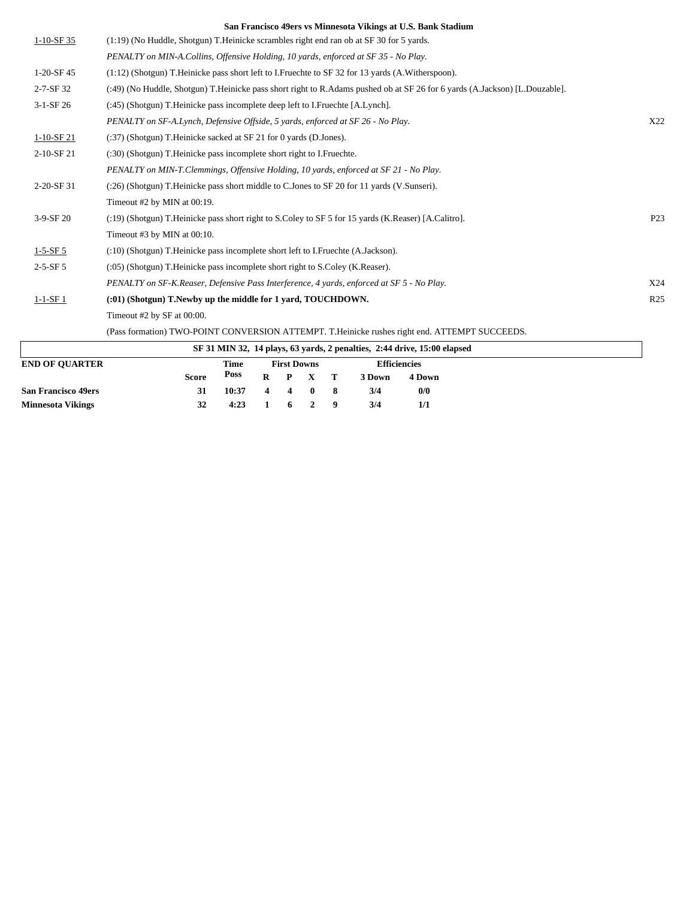**San Francisco 49ers vs Minnesota Vikings at U.S. Bank Stadium**

| Down | Play | |
|---|---|---|
| 1-10-SF 35 | (1:19) (No Huddle, Shotgun) T.Heinicke scrambles right end ran ob at SF 30 for 5 yards. | |
| | *PENALTY on MIN-A.Collins, Offensive Holding, 10 yards, enforced at SF 35 - No Play.* | |
| 1-20-SF 45 | (1:12) (Shotgun) T.Heinicke pass short left to I.Fruechte to SF 32 for 13 yards (A.Witherspoon). | |
| 2-7-SF 32 | (:49) (No Huddle, Shotgun) T.Heinicke pass short right to R.Adams pushed ob at SF 26 for 6 yards (A.Jackson) [L.Douzable]. | |
| 3-1-SF 26 | (:45) (Shotgun) T.Heinicke pass incomplete deep left to I.Fruechte [A.Lynch]. | |
| | *PENALTY on SF-A.Lynch, Defensive Offside, 5 yards, enforced at SF 26 - No Play.* | X22 |
| 1-10-SF 21 | (:37) (Shotgun) T.Heinicke sacked at SF 21 for 0 yards (D.Jones). | |
| 2-10-SF 21 | (:30) (Shotgun) T.Heinicke pass incomplete short right to I.Fruechte. | |
| | *PENALTY on MIN-T.Clemmings, Offensive Holding, 10 yards, enforced at SF 21 - No Play.* | |
| 2-20-SF 31 | (:26) (Shotgun) T.Heinicke pass short middle to C.Jones to SF 20 for 11 yards (V.Sunseri). | |
| | Timeout #2 by MIN at 00:19. | |
| 3-9-SF 20 | (:19) (Shotgun) T.Heinicke pass short right to S.Coley to SF 5 for 15 yards (K.Reaser) [A.Calitro]. | P23 |
| | Timeout #3 by MIN at 00:10. | |
| 1-5-SF 5 | (:10) (Shotgun) T.Heinicke pass incomplete short left to I.Fruechte (A.Jackson). | |
| 2-5-SF 5 | (:05) (Shotgun) T.Heinicke pass incomplete short right to S.Coley (K.Reaser). | |
| | *PENALTY on SF-K.Reaser, Defensive Pass Interference, 4 yards, enforced at SF 5 - No Play.* | X24 |
| 1-1-SF 1 | **(:01) (Shotgun) T.Newby up the middle for 1 yard, TOUCHDOWN.** | R25 |
| | Timeout #2 by SF at 00:00. | |
| | (Pass formation) TWO-POINT CONVERSION ATTEMPT. T.Heinicke rushes right end. ATTEMPT SUCCEEDS. | |

**SF 31 MIN 32, 14 plays, 63 yards, 2 penalties, 2:44 drive, 15:00 elapsed**

| END OF QUARTER | Score | Time Poss | First Downs R | P | X | T | Efficiencies 3 Down | 4 Down |
|---|---|---|---|---|---|---|---|---|
| **San Francisco 49ers** | **31** | **10:37** | **4** | **4** | **0** | **8** | **3/4** | **0/0** |
| **Minnesota Vikings** | **32** | **4:23** | **1** | **6** | **2** | **9** | **3/4** | **1/1** |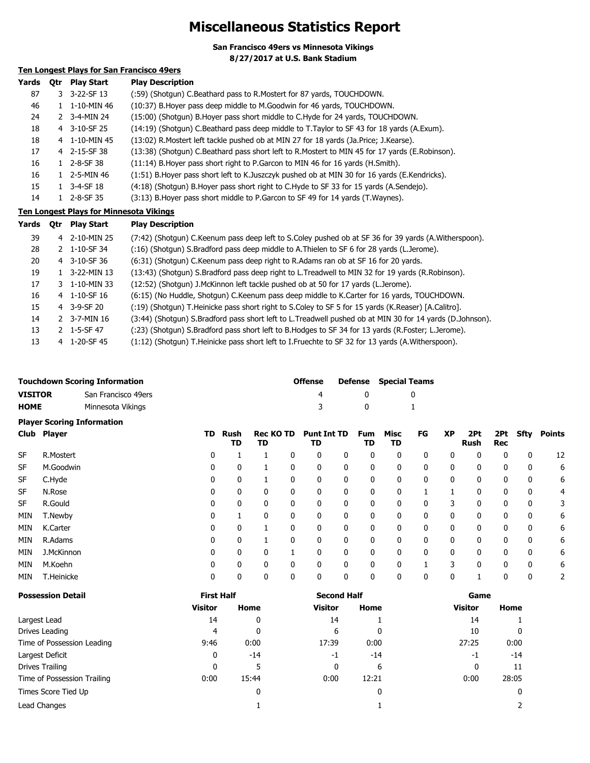# Miscellaneous Statistics Report

**San Francisco 49ers vs Minnesota Vikings**
**8/27/2017 at U.S. Bank Stadium**

### Ten Longest Plays for San Francisco 49ers

| Yards | Qtr | Play Start | Play Description |
|---|---|---|---|
| 87 | 3 | 3-22-SF 13 | (:59) (Shotgun) C.Beathard pass to R.Mostert for 87 yards, TOUCHDOWN. |
| 46 | 1 | 1-10-MIN 46 | (10:37) B.Hoyer pass deep middle to M.Goodwin for 46 yards, TOUCHDOWN. |
| 24 | 2 | 3-4-MIN 24 | (15:00) (Shotgun) B.Hoyer pass short middle to C.Hyde for 24 yards, TOUCHDOWN. |
| 18 | 4 | 3-10-SF 25 | (14:19) (Shotgun) C.Beathard pass deep middle to T.Taylor to SF 43 for 18 yards (A.Exum). |
| 18 | 4 | 1-10-MIN 45 | (13:02) R.Mostert left tackle pushed ob at MIN 27 for 18 yards (Ja.Price; J.Kearse). |
| 17 | 4 | 2-15-SF 38 | (13:38) (Shotgun) C.Beathard pass short left to R.Mostert to MIN 45 for 17 yards (E.Robinson). |
| 16 | 1 | 2-8-SF 38 | (11:14) B.Hoyer pass short right to P.Garcon to MIN 46 for 16 yards (H.Smith). |
| 16 | 1 | 2-5-MIN 46 | (1:51) B.Hoyer pass short left to K.Juszczyk pushed ob at MIN 30 for 16 yards (E.Kendricks). |
| 15 | 1 | 3-4-SF 18 | (4:18) (Shotgun) B.Hoyer pass short right to C.Hyde to SF 33 for 15 yards (A.Sendejo). |
| 14 | 1 | 2-8-SF 35 | (3:13) B.Hoyer pass short middle to P.Garcon to SF 49 for 14 yards (T.Waynes). |

### Ten Longest Plays for Minnesota Vikings

| Yards | Qtr | Play Start | Play Description |
|---|---|---|---|
| 39 | 4 | 2-10-MIN 25 | (7:42) (Shotgun) C.Keenum pass deep left to S.Coley pushed ob at SF 36 for 39 yards (A.Witherspoon). |
| 28 | 2 | 1-10-SF 34 | (:16) (Shotgun) S.Bradford pass deep middle to A.Thielen to SF 6 for 28 yards (L.Jerome). |
| 20 | 4 | 3-10-SF 36 | (6:31) (Shotgun) C.Keenum pass deep right to R.Adams ran ob at SF 16 for 20 yards. |
| 19 | 1 | 3-22-MIN 13 | (13:43) (Shotgun) S.Bradford pass deep right to L.Treadwell to MIN 32 for 19 yards (R.Robinson). |
| 17 | 3 | 1-10-MIN 33 | (12:52) (Shotgun) J.McKinnon left tackle pushed ob at 50 for 17 yards (L.Jerome). |
| 16 | 4 | 1-10-SF 16 | (6:15) (No Huddle, Shotgun) C.Keenum pass deep middle to K.Carter for 16 yards, TOUCHDOWN. |
| 15 | 4 | 3-9-SF 20 | (:19) (Shotgun) T.Heinicke pass short right to S.Coley to SF 5 for 15 yards (K.Reaser) [A.Calitro]. |
| 14 | 2 | 3-7-MIN 16 | (3:44) (Shotgun) S.Bradford pass short left to L.Treadwell pushed ob at MIN 30 for 14 yards (D.Johnson). |
| 13 | 2 | 1-5-SF 47 | (:23) (Shotgun) S.Bradford pass short left to B.Hodges to SF 34 for 13 yards (R.Foster; L.Jerome). |
| 13 | 4 | 1-20-SF 45 | (1:12) (Shotgun) T.Heinicke pass short left to I.Fruechte to SF 32 for 13 yards (A.Witherspoon). |

### Touchdown Scoring Information

| | | Offense | Defense | Special Teams |
|---|---|---|---|---|
| **VISITOR** | San Francisco 49ers | 4 | 0 | 0 |
| **HOME** | Minnesota Vikings | 3 | 0 | 1 |

### Player Scoring Information

| Club | Player | TD | Rush TD | Rec TD | KO TD | Punt TD | Int TD | Fum TD | Misc TD | FG | XP | 2Pt Rush | 2Pt Rec | Sfty | Points |
|---|---|---|---|---|---|---|---|---|---|---|---|---|---|---|---|
| SF | R.Mostert | 0 | 1 | 1 | 0 | 0 | 0 | 0 | 0 | 0 | 0 | 0 | 0 | 0 | 12 |
| SF | M.Goodwin | 0 | 0 | 1 | 0 | 0 | 0 | 0 | 0 | 0 | 0 | 0 | 0 | 0 | 6 |
| SF | C.Hyde | 0 | 0 | 1 | 0 | 0 | 0 | 0 | 0 | 0 | 0 | 0 | 0 | 0 | 6 |
| SF | N.Rose | 0 | 0 | 0 | 0 | 0 | 0 | 0 | 0 | 1 | 1 | 0 | 0 | 0 | 4 |
| SF | R.Gould | 0 | 0 | 0 | 0 | 0 | 0 | 0 | 0 | 0 | 3 | 0 | 0 | 0 | 3 |
| MIN | T.Newby | 0 | 1 | 0 | 0 | 0 | 0 | 0 | 0 | 0 | 0 | 0 | 0 | 0 | 6 |
| MIN | K.Carter | 0 | 0 | 1 | 0 | 0 | 0 | 0 | 0 | 0 | 0 | 0 | 0 | 0 | 6 |
| MIN | R.Adams | 0 | 0 | 1 | 0 | 0 | 0 | 0 | 0 | 0 | 0 | 0 | 0 | 0 | 6 |
| MIN | J.McKinnon | 0 | 0 | 0 | 1 | 0 | 0 | 0 | 0 | 0 | 0 | 0 | 0 | 0 | 6 |
| MIN | M.Koehn | 0 | 0 | 0 | 0 | 0 | 0 | 0 | 0 | 1 | 3 | 0 | 0 | 0 | 6 |
| MIN | T.Heinicke | 0 | 0 | 0 | 0 | 0 | 0 | 0 | 0 | 0 | 0 | 1 | 0 | 0 | 2 |

### Possession Detail

| | First Half | | Second Half | | Game | |
|---|---|---|---|---|---|---|
| | Visitor | Home | Visitor | Home | Visitor | Home |
| Largest Lead | 14 | 0 | 14 | 1 | 14 | 1 |
| Drives Leading | 4 | 0 | 6 | 0 | 10 | 0 |
| Time of Possession Leading | 9:46 | 0:00 | 17:39 | 0:00 | 27:25 | 0:00 |
| Largest Deficit | 0 | -14 | -1 | -14 | -1 | -14 |
| Drives Trailing | 0 | 5 | 0 | 6 | 0 | 11 |
| Time of Possession Trailing | 0:00 | 15:44 | 0:00 | 12:21 | 0:00 | 28:05 |
| Times Score Tied Up | | 0 | | 0 | | 0 |
| Lead Changes | | 1 | | 1 | | 2 |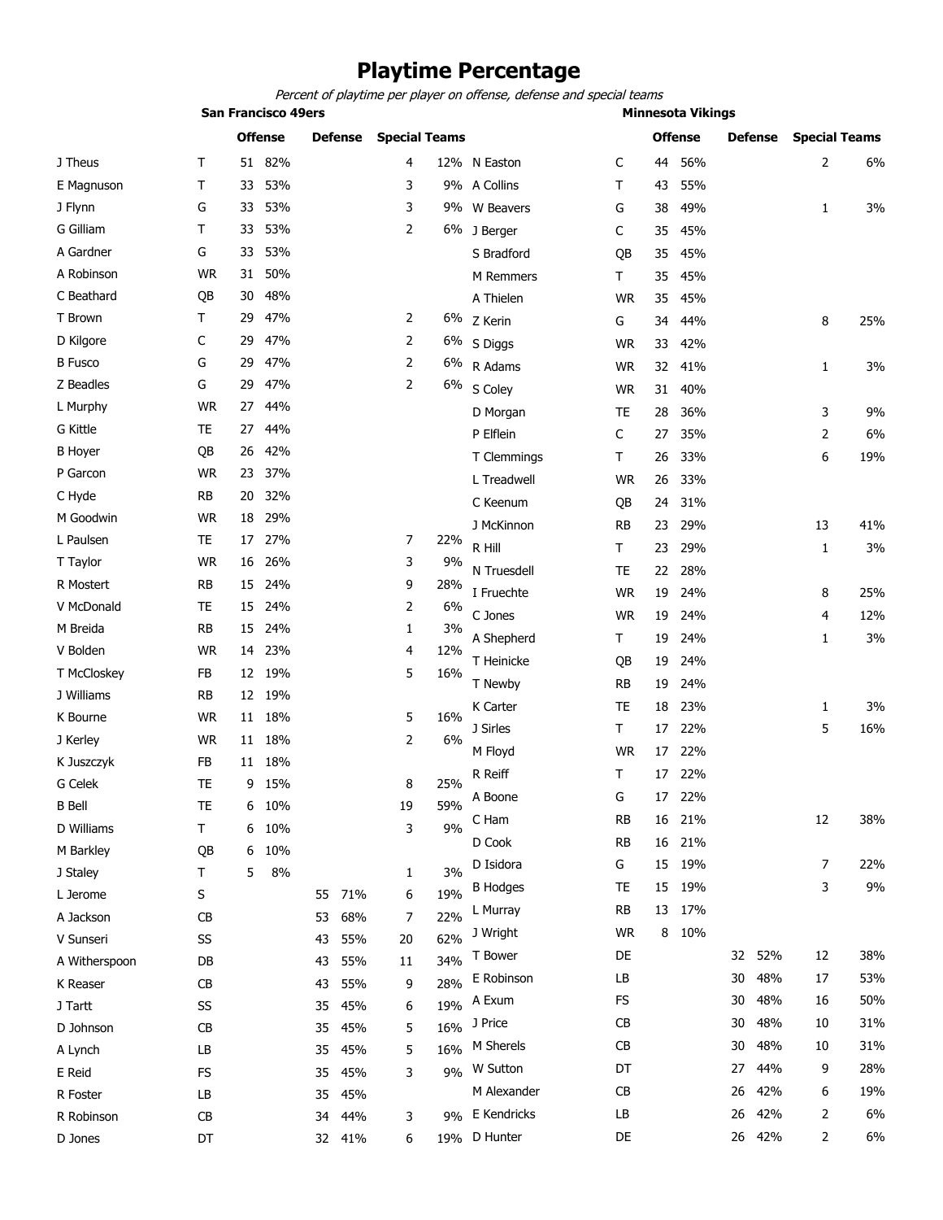# Playtime Percentage

*Percent of playtime per player on offense, defense and special teams*

## San Francisco 49ers

| Player | Pos | Offense | | Defense | | Special Teams | |
|---|---|---|---|---|---|---|---|
| J Theus | T | 51 | 82% | | | 4 | 12% |
| E Magnuson | T | 33 | 53% | | | 3 | 9% |
| J Flynn | G | 33 | 53% | | | 3 | 9% |
| G Gilliam | T | 33 | 53% | | | 2 | 6% |
| A Gardner | G | 33 | 53% | | | | |
| A Robinson | WR | 31 | 50% | | | | |
| C Beathard | QB | 30 | 48% | | | | |
| T Brown | T | 29 | 47% | | | 2 | 6% |
| D Kilgore | C | 29 | 47% | | | 2 | 6% |
| B Fusco | G | 29 | 47% | | | 2 | 6% |
| Z Beadles | G | 29 | 47% | | | 2 | 6% |
| L Murphy | WR | 27 | 44% | | | | |
| G Kittle | TE | 27 | 44% | | | | |
| B Hoyer | QB | 26 | 42% | | | | |
| P Garcon | WR | 23 | 37% | | | | |
| C Hyde | RB | 20 | 32% | | | | |
| M Goodwin | WR | 18 | 29% | | | | |
| L Paulsen | TE | 17 | 27% | | | 7 | 22% |
| T Taylor | WR | 16 | 26% | | | 3 | 9% |
| R Mostert | RB | 15 | 24% | | | 9 | 28% |
| V McDonald | TE | 15 | 24% | | | 2 | 6% |
| M Breida | RB | 15 | 24% | | | 1 | 3% |
| V Bolden | WR | 14 | 23% | | | 4 | 12% |
| T McCloskey | FB | 12 | 19% | | | 5 | 16% |
| J Williams | RB | 12 | 19% | | | | |
| K Bourne | WR | 11 | 18% | | | 5 | 16% |
| J Kerley | WR | 11 | 18% | | | 2 | 6% |
| K Juszczyk | FB | 11 | 18% | | | | |
| G Celek | TE | 9 | 15% | | | 8 | 25% |
| B Bell | TE | 6 | 10% | | | 19 | 59% |
| D Williams | T | 6 | 10% | | | 3 | 9% |
| M Barkley | QB | 6 | 10% | | | | |
| J Staley | T | 5 | 8% | | | 1 | 3% |
| L Jerome | S | | | 55 | 71% | 6 | 19% |
| A Jackson | CB | | | 53 | 68% | 7 | 22% |
| V Sunseri | SS | | | 43 | 55% | 20 | 62% |
| A Witherspoon | DB | | | 43 | 55% | 11 | 34% |
| K Reaser | CB | | | 43 | 55% | 9 | 28% |
| J Tartt | SS | | | 35 | 45% | 6 | 19% |
| D Johnson | CB | | | 35 | 45% | 5 | 16% |
| A Lynch | LB | | | 35 | 45% | 5 | 16% |
| E Reid | FS | | | 35 | 45% | 3 | 9% |
| R Foster | LB | | | 35 | 45% | | |
| R Robinson | CB | | | 34 | 44% | 3 | 9% |
| D Jones | DT | | | 32 | 41% | 6 | 19% |

## Minnesota Vikings

| Player | Pos | Offense | | Defense | | Special Teams | |
|---|---|---|---|---|---|---|---|
| N Easton | C | 44 | 56% | | | 2 | 6% |
| A Collins | T | 43 | 55% | | | | |
| W Beavers | G | 38 | 49% | | | 1 | 3% |
| J Berger | C | 35 | 45% | | | | |
| S Bradford | QB | 35 | 45% | | | | |
| M Remmers | T | 35 | 45% | | | | |
| A Thielen | WR | 35 | 45% | | | | |
| Z Kerin | G | 34 | 44% | | | 8 | 25% |
| S Diggs | WR | 33 | 42% | | | | |
| R Adams | WR | 32 | 41% | | | 1 | 3% |
| S Coley | WR | 31 | 40% | | | | |
| D Morgan | TE | 28 | 36% | | | 3 | 9% |
| P Elflein | C | 27 | 35% | | | 2 | 6% |
| T Clemmings | T | 26 | 33% | | | 6 | 19% |
| L Treadwell | WR | 26 | 33% | | | | |
| C Keenum | QB | 24 | 31% | | | | |
| J McKinnon | RB | 23 | 29% | | | 13 | 41% |
| R Hill | T | 23 | 29% | | | 1 | 3% |
| N Truesdell | TE | 22 | 28% | | | | |
| I Fruechte | WR | 19 | 24% | | | 8 | 25% |
| C Jones | WR | 19 | 24% | | | 4 | 12% |
| A Shepherd | T | 19 | 24% | | | 1 | 3% |
| T Heinicke | QB | 19 | 24% | | | | |
| T Newby | RB | 19 | 24% | | | | |
| K Carter | TE | 18 | 23% | | | 1 | 3% |
| J Sirles | T | 17 | 22% | | | 5 | 16% |
| M Floyd | WR | 17 | 22% | | | | |
| R Reiff | T | 17 | 22% | | | | |
| A Boone | G | 17 | 22% | | | | |
| C Ham | RB | 16 | 21% | | | 12 | 38% |
| D Cook | RB | 16 | 21% | | | | |
| D Isidora | G | 15 | 19% | | | 7 | 22% |
| B Hodges | TE | 15 | 19% | | | 3 | 9% |
| L Murray | RB | 13 | 17% | | | | |
| J Wright | WR | 8 | 10% | | | | |
| T Bower | DE | | | 32 | 52% | 12 | 38% |
| E Robinson | LB | | | 30 | 48% | 17 | 53% |
| A Exum | FS | | | 30 | 48% | 16 | 50% |
| J Price | CB | | | 30 | 48% | 10 | 31% |
| M Sherels | CB | | | 30 | 48% | 10 | 31% |
| W Sutton | DT | | | 27 | 44% | 9 | 28% |
| M Alexander | CB | | | 26 | 42% | 6 | 19% |
| E Kendricks | LB | | | 26 | 42% | 2 | 6% |
| D Hunter | DE | | | 26 | 42% | 2 | 6% |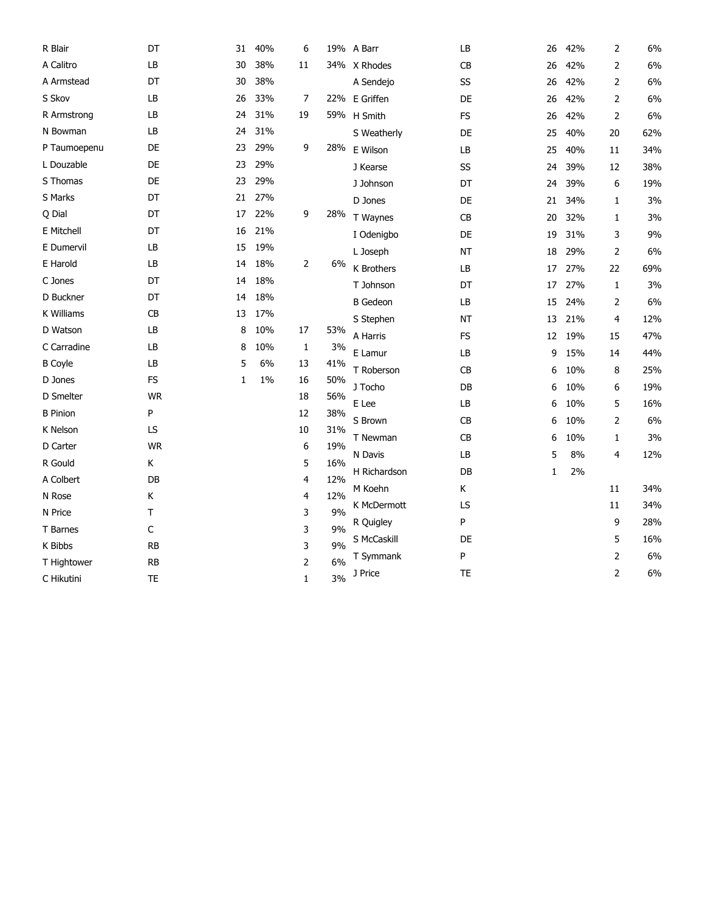| | | | | | |
|---|---|---|---|---|---|
| R Blair | DT | 31 | 40% | 6 | 19% |
| A Calitro | LB | 30 | 38% | 11 | 34% |
| A Armstead | DT | 30 | 38% | | |
| S Skov | LB | 26 | 33% | 7 | 22% |
| R Armstrong | LB | 24 | 31% | 19 | 59% |
| N Bowman | LB | 24 | 31% | | |
| P Taumoepenu | DE | 23 | 29% | 9 | 28% |
| L Douzable | DE | 23 | 29% | | |
| S Thomas | DE | 23 | 29% | | |
| S Marks | DT | 21 | 27% | | |
| Q Dial | DT | 17 | 22% | 9 | 28% |
| E Mitchell | DT | 16 | 21% | | |
| E Dumervil | LB | 15 | 19% | | |
| E Harold | LB | 14 | 18% | 2 | 6% |
| C Jones | DT | 14 | 18% | | |
| D Buckner | DT | 14 | 18% | | |
| K Williams | CB | 13 | 17% | | |
| D Watson | LB | 8 | 10% | 17 | 53% |
| C Carradine | LB | 8 | 10% | 1 | 3% |
| B Coyle | LB | 5 | 6% | 13 | 41% |
| D Jones | FS | 1 | 1% | 16 | 50% |
| D Smelter | WR | | | 18 | 56% |
| B Pinion | P | | | 12 | 38% |
| K Nelson | LS | | | 10 | 31% |
| D Carter | WR | | | 6 | 19% |
| R Gould | K | | | 5 | 16% |
| A Colbert | DB | | | 4 | 12% |
| N Rose | K | | | 4 | 12% |
| N Price | T | | | 3 | 9% |
| T Barnes | C | | | 3 | 9% |
| K Bibbs | RB | | | 3 | 9% |
| T Hightower | RB | | | 2 | 6% |
| C Hikutini | TE | | | 1 | 3% |

| | | | | | |
|---|---|---|---|---|---|
| A Barr | LB | 26 | 42% | 2 | 6% |
| X Rhodes | CB | 26 | 42% | 2 | 6% |
| A Sendejo | SS | 26 | 42% | 2 | 6% |
| E Griffen | DE | 26 | 42% | 2 | 6% |
| H Smith | FS | 26 | 42% | 2 | 6% |
| S Weatherly | DE | 25 | 40% | 20 | 62% |
| E Wilson | LB | 25 | 40% | 11 | 34% |
| J Kearse | SS | 24 | 39% | 12 | 38% |
| J Johnson | DT | 24 | 39% | 6 | 19% |
| D Jones | DE | 21 | 34% | 1 | 3% |
| T Waynes | CB | 20 | 32% | 1 | 3% |
| I Odenigbo | DE | 19 | 31% | 3 | 9% |
| L Joseph | NT | 18 | 29% | 2 | 6% |
| K Brothers | LB | 17 | 27% | 22 | 69% |
| T Johnson | DT | 17 | 27% | 1 | 3% |
| B Gedeon | LB | 15 | 24% | 2 | 6% |
| S Stephen | NT | 13 | 21% | 4 | 12% |
| A Harris | FS | 12 | 19% | 15 | 47% |
| E Lamur | LB | 9 | 15% | 14 | 44% |
| T Roberson | CB | 6 | 10% | 8 | 25% |
| J Tocho | DB | 6 | 10% | 6 | 19% |
| E Lee | LB | 6 | 10% | 5 | 16% |
| S Brown | CB | 6 | 10% | 2 | 6% |
| T Newman | CB | 6 | 10% | 1 | 3% |
| N Davis | LB | 5 | 8% | 4 | 12% |
| H Richardson | DB | 1 | 2% | | |
| M Koehn | K | | | 11 | 34% |
| K McDermott | LS | | | 11 | 34% |
| R Quigley | P | | | 9 | 28% |
| S McCaskill | DE | | | 5 | 16% |
| T Symmank | P | | | 2 | 6% |
| J Price | TE | | | 2 | 6% |